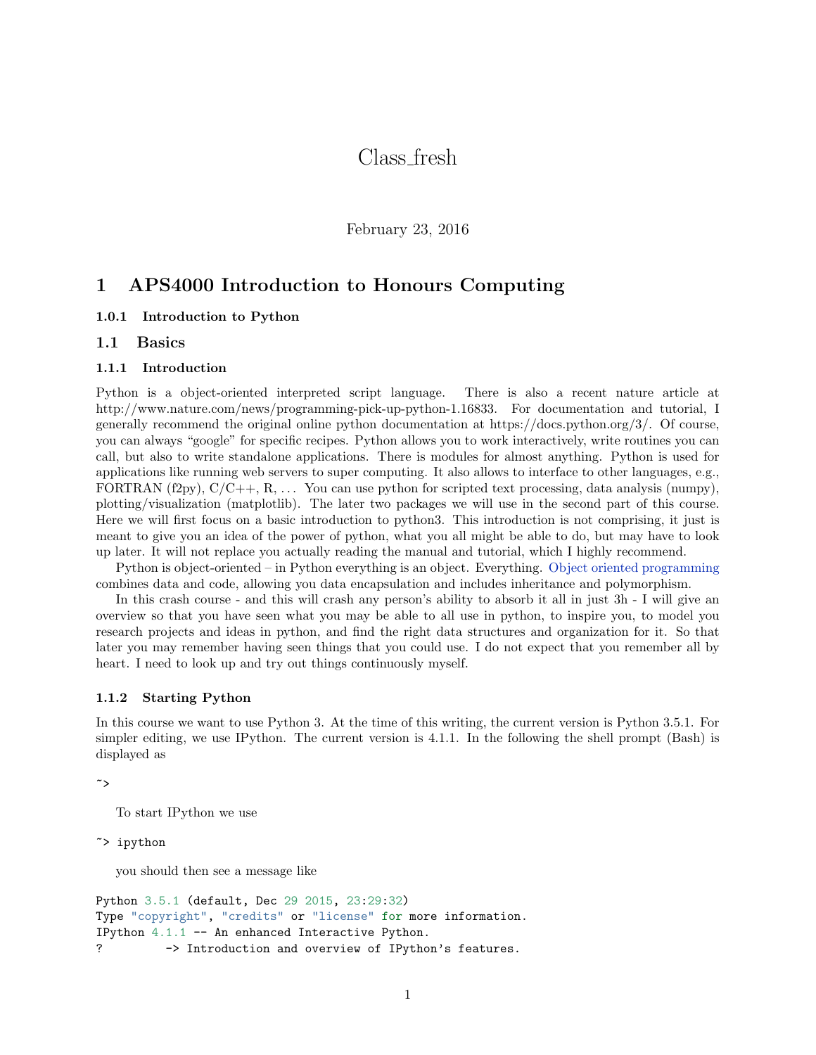# Class_fresh

February 23, 2016

# 1 APS4000 Introduction to Honours Computing

#### 1.0.1 Introduction to Python

## 1.1 Basics

### 1.1.1 Introduction

Python is a object-oriented interpreted script language. There is also a recent nature article at http://www.nature.com/news/programming-pick-up-python-1.16833. For documentation and tutorial, I generally recommend the original online python documentation at https://docs.python.org/3/. Of course, you can always "google" for specific recipes. Python allows you to work interactively, write routines you can call, but also to write standalone applications. There is modules for almost anything. Python is used for applications like running web servers to super computing. It also allows to interface to other languages, e.g., FORTRAN (f2py), C/C++, R, . . . You can use python for scripted text processing, data analysis (numpy), plotting/visualization (matplotlib). The later two packages we will use in the second part of this course. Here we will first focus on a basic introduction to python3. This introduction is not comprising, it just is meant to give you an idea of the power of python, what you all might be able to do, but may have to look up later. It will not replace you actually reading the manual and tutorial, which I highly recommend.

Python is object-oriented – in Python everything is an object. Everything. Object oriented programming combines data and code, allowing you data encapsulation and includes inheritance and polymorphism.

In this crash course - and this will crash any person's ability to absorb it all in just 3h - I will give an overview so that you have seen what you may be able to all use in python, to inspire you, to model you research projects and ideas in python, and find the right data structures and organization for it. So that later you may remember having seen things that you could use. I do not expect that you remember all by heart. I need to look up and try out things continuously myself.

### 1.1.2 Starting Python

In this course we want to use Python 3. At the time of this writing, the current version is Python 3.5.1. For simpler editing, we use IPython. The current version is 4.1.1. In the following the shell prompt (Bash) is displayed as

```
~>
```

To start IPython we use

```
~> ipython
```

you should then see a message like

```
Python 3.5.1 (default, Dec 29 2015, 23:29:32)
Type "copyright", "credits" or "license" for more information.
IPython 4.1.1 -- An enhanced Interactive Python.
?         -> Introduction and overview of IPython's features.
```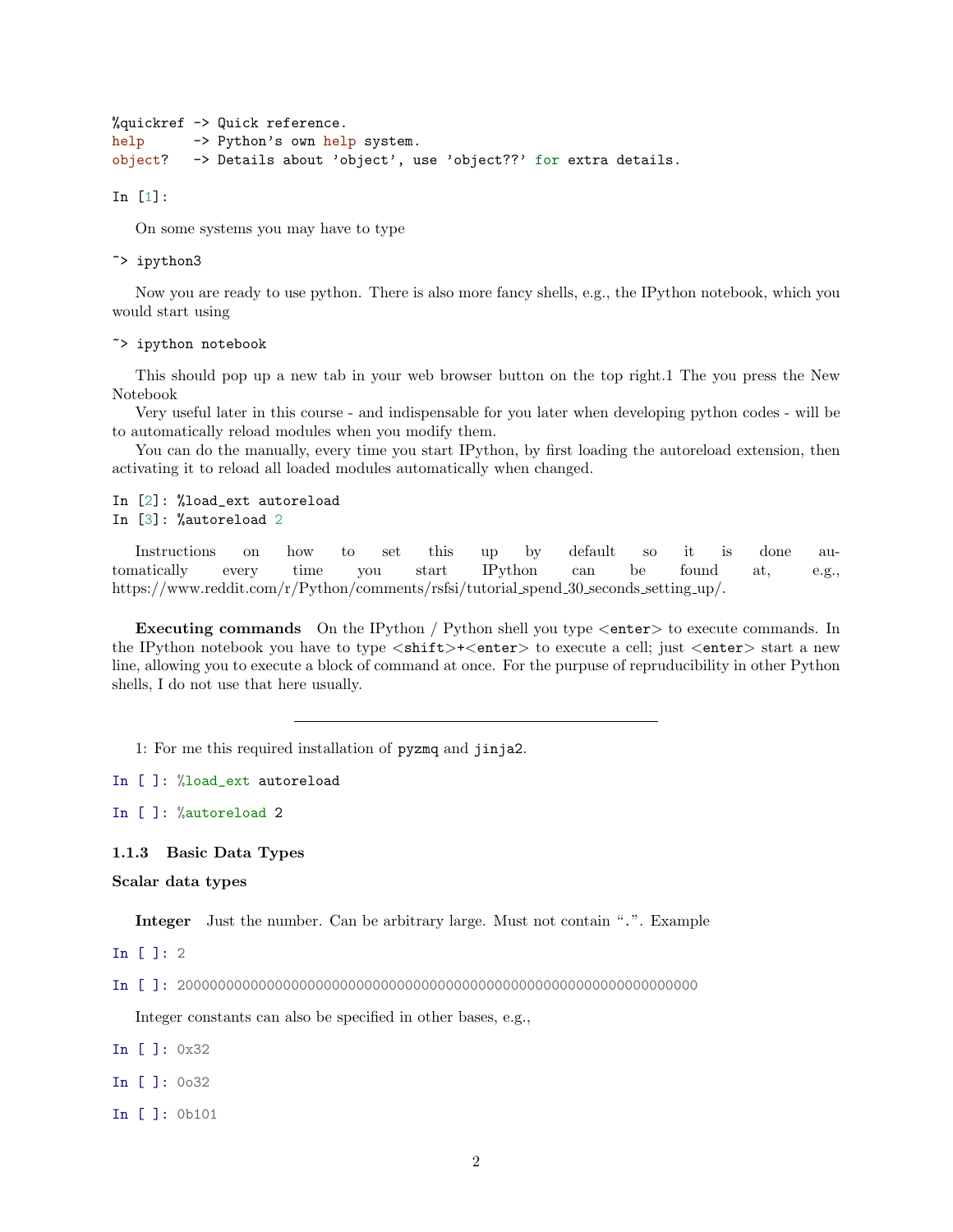```
%quickref -> Quick reference.
help      -> Python's own help system.
object?   -> Details about 'object', use 'object??' for extra details.

In [1]:
```

On some systems you may have to type

```
~> ipython3
```

Now you are ready to use python. There is also more fancy shells, e.g., the IPython notebook, which you would start using

```
~> ipython notebook
```

This should pop up a new tab in your web browser button on the top right.1 The you press the New Notebook

Very useful later in this course - and indispensable for you later when developing python codes - will be to automatically reload modules when you modify them.

You can do the manually, every time you start IPython, by first loading the autoreload extension, then activating it to reload all loaded modules automatically when changed.

```
In [2]: %load_ext autoreload
In [3]: %autoreload 2
```

Instructions on how to set this up by default so it is done automatically every time you start IPython can be found at, e.g., https://www.reddit.com/r/Python/comments/rsfsi/tutorial_spend_30_seconds_setting_up/.

**Executing commands** On the IPython / Python shell you type <enter> to execute commands. In the IPython notebook you have to type <shift>+<enter> to execute a cell; just <enter> start a new line, allowing you to execute a block of command at once. For the purpuse of repruducibility in other Python shells, I do not use that here usually.

---

1: For me this required installation of `pyzmq` and `jinja2`.

```
In [ ]: %load_ext autoreload
```

```
In [ ]: %autoreload 2
```

### 1.1.3 Basic Data Types

#### Scalar data types

**Integer** Just the number. Can be arbitrary large. Must not contain ".". Example

```
In [ ]: 2
```

```
In [ ]: 2000000000000000000000000000000000000000000000000000000000000000
```

Integer constants can also be specified in other bases, e.g.,

```
In [ ]: 0x32
```

```
In [ ]: 0o32
```

```
In [ ]: 0b101
```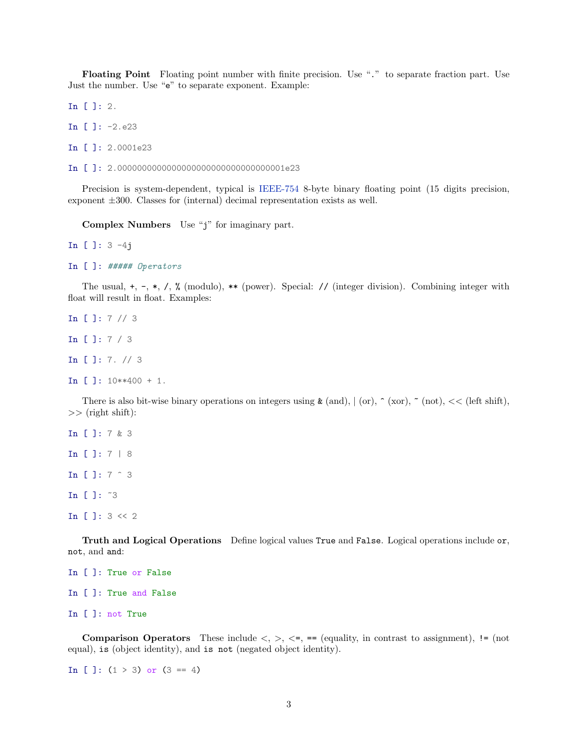**Floating Point** Floating point number with finite precision. Use "." to separate fraction part. Use Just the number. Use "e" to separate exponent. Example:

```
In [ ]: 2.
```

```
In [ ]: -2.e23
```

```
In [ ]: 2.0001e23
```

```
In [ ]: 2.0000000000000000000000000000000001e23
```

Precision is system-dependent, typical is IEEE-754 8-byte binary floating point (15 digits precision, exponent ±300. Classes for (internal) decimal representation exists as well.

**Complex Numbers** Use "j" for imaginary part.

```
In [ ]: 3 -4j
```

```
In [ ]: ##### Operators
```

The usual, +, -, *, /, % (modulo), ** (power). Special: // (integer division). Combining integer with float will result in float. Examples:

```
In [ ]: 7 // 3
```

```
In [ ]: 7 / 3
```

```
In [ ]: 7. // 3
```

```
In [ ]: 10**400 + 1.
```

There is also bit-wise binary operations on integers using & (and), | (or), ^ (xor), ~ (not), << (left shift), >> (right shift):

```
In [ ]: 7 & 3
```

```
In [ ]: 7 | 8
```

```
In [ ]: 7 ^ 3
```

```
In [ ]: ~3
```

```
In [ ]: 3 << 2
```

**Truth and Logical Operations** Define logical values True and False. Logical operations include or, not, and and:

```
In [ ]: True or False
```

```
In [ ]: True and False
```

```
In [ ]: not True
```

**Comparison Operators** These include <, >, <=, == (equality, in contrast to assignment), != (not equal), is (object identity), and is not (negated object identity).

```
In [ ]: (1 > 3) or (3 == 4)
```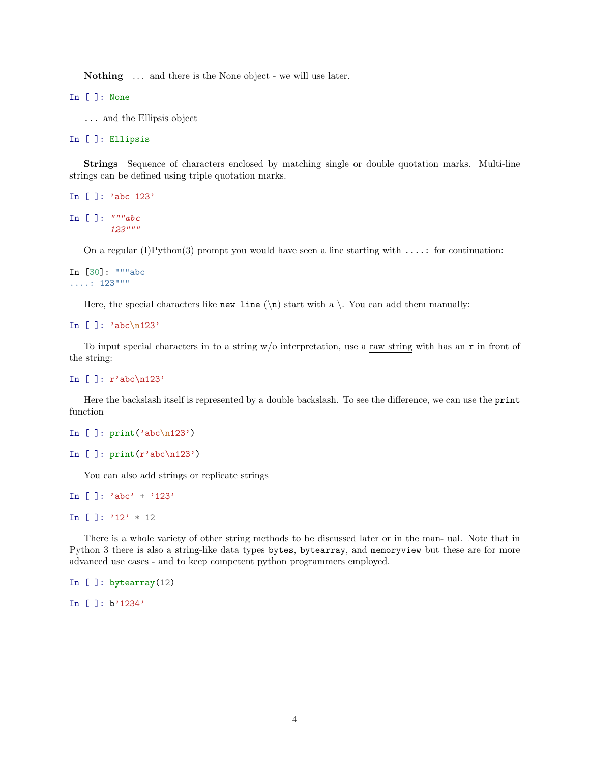**Nothing** … and there is the None object - we will use later.

```
In [ ]: None
```

… and the Ellipsis object

```
In [ ]: Ellipsis
```

**Strings** Sequence of characters enclosed by matching single or double quotation marks. Multi-line strings can be defined using triple quotation marks.

```
In [ ]: 'abc 123'
```

```
In [ ]: """abc
        123"""
```

On a regular (I)Python(3) prompt you would have seen a line starting with `....:` for continuation:

```
In [30]: """abc
....: 123"""
```

Here, the special characters like `new line` (`\n`) start with a \. You can add them manually:

```
In [ ]: 'abc\n123'
```

To input special characters in to a string w/o interpretation, use a raw string with has an `r` in front of the string:

```
In [ ]: r'abc\n123'
```

Here the backslash itself is represented by a double backslash. To see the difference, we can use the `print` function

```
In [ ]: print('abc\n123')
```

```
In [ ]: print(r'abc\n123')
```

You can also add strings or replicate strings

```
In [ ]: 'abc' + '123'
```

```
In [ ]: '12' * 12
```

There is a whole variety of other string methods to be discussed later or in the man- ual. Note that in Python 3 there is also a string-like data types `bytes`, `bytearray`, and `memoryview` but these are for more advanced use cases - and to keep competent python programmers employed.

```
In [ ]: bytearray(12)
```

```
In [ ]: b'1234'
```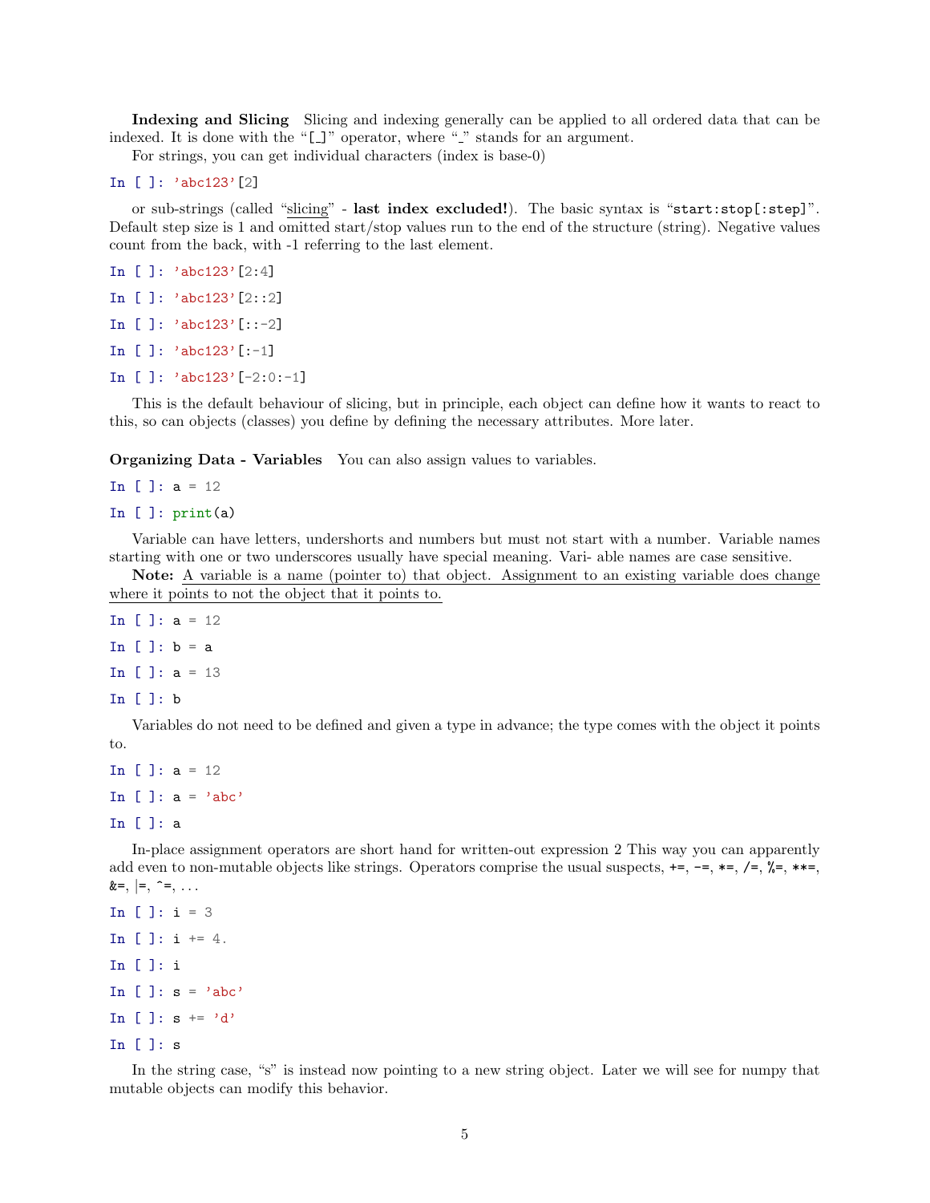**Indexing and Slicing** Slicing and indexing generally can be applied to all ordered data that can be indexed. It is done with the "[_]" operator, where "_" stands for an argument.

For strings, you can get individual characters (index is base-0)

```
In [ ]: 'abc123'[2]
```

or sub-strings (called "slicing" - **last index excluded!**). The basic syntax is "`start:stop[:step]`". Default step size is 1 and omitted start/stop values run to the end of the structure (string). Negative values count from the back, with -1 referring to the last element.

```
In [ ]: 'abc123'[2:4]
```

```
In [ ]: 'abc123'[2::2]
```

```
In [ ]: 'abc123'[::-2]
```

```
In [ ]: 'abc123'[:-1]
```

```
In [ ]: 'abc123'[-2:0:-1]
```

This is the default behaviour of slicing, but in principle, each object can define how it wants to react to this, so can objects (classes) you define by defining the necessary attributes. More later.

**Organizing Data - Variables** You can also assign values to variables.

```
In [ ]: a = 12
```

```
In [ ]: print(a)
```

Variable can have letters, undershorts and numbers but must not start with a number. Variable names starting with one or two underscores usually have special meaning. Vari- able names are case sensitive.

**Note:** A variable is a name (pointer to) that object. Assignment to an existing variable does change where it points to not the object that it points to.

```
In [ ]: a = 12
```

```
In [ ]: b = a
```

```
In [ ]: a = 13
```

```
In [ ]: b
```

Variables do not need to be defined and given a type in advance; the type comes with the object it points to.

```
In [ ]: a = 12
```

```
In [ ]: a = 'abc'
```

```
In [ ]: a
```

In-place assignment operators are short hand for written-out expression 2 This way you can apparently add even to non-mutable objects like strings. Operators comprise the usual suspects, `+=`, `-=`, `*=`, `/=`, `%=`, `**=`, `&=`, `|=`, `^=`, ...

```
In [ ]: i = 3
```

```
In [ ]: i += 4.
```

```
In [ ]: i
```

```
In [ ]: s = 'abc'
```

```
In [ ]: s += 'd'
```

```
In [ ]: s
```

In the string case, "s" is instead now pointing to a new string object. Later we will see for numpy that mutable objects can modify this behavior.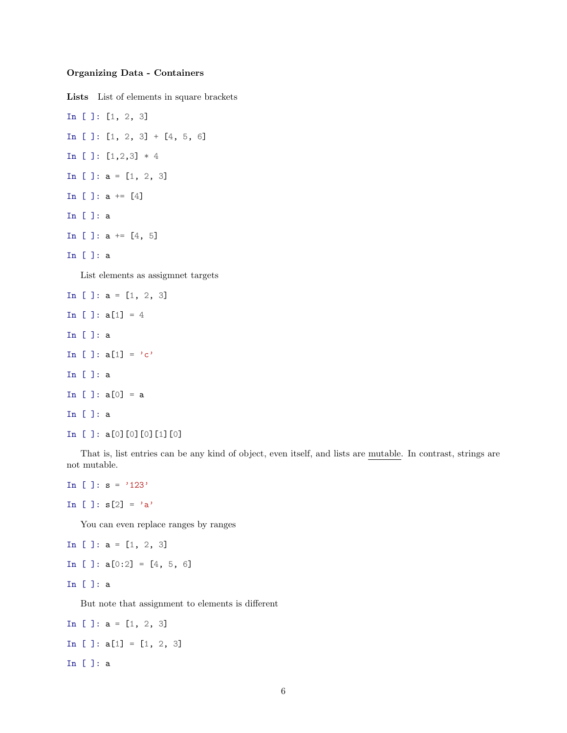**Organizing Data - Containers**

**Lists** List of elements in square brackets

```
In [ ]: [1, 2, 3]
```

```
In [ ]: [1, 2, 3] + [4, 5, 6]
```

```
In [ ]: [1,2,3] * 4
```

```
In [ ]: a = [1, 2, 3]
```

```
In [ ]: a += [4]
```

```
In [ ]: a
```

```
In [ ]: a += [4, 5]
```

```
In [ ]: a
```

List elements as assigmnet targets

```
In [ ]: a = [1, 2, 3]
```

```
In [ ]: a[1] = 4
```

```
In [ ]: a
```

```
In [ ]: a[1] = 'c'
```

```
In [ ]: a
```

```
In [ ]: a[0] = a
```

```
In [ ]: a
```

```
In [ ]: a[0][0][0][1][0]
```

That is, list entries can be any kind of object, even itself, and lists are mutable. In contrast, strings are not mutable.

```
In [ ]: s = '123'
```

```
In [ ]: s[2] = 'a'
```

You can even replace ranges by ranges

```
In [ ]: a = [1, 2, 3]
```

```
In [ ]: a[0:2] = [4, 5, 6]
```

```
In [ ]: a
```

But note that assignment to elements is different

```
In [ ]: a = [1, 2, 3]
```

```
In [ ]: a[1] = [1, 2, 3]
```

```
In [ ]: a
```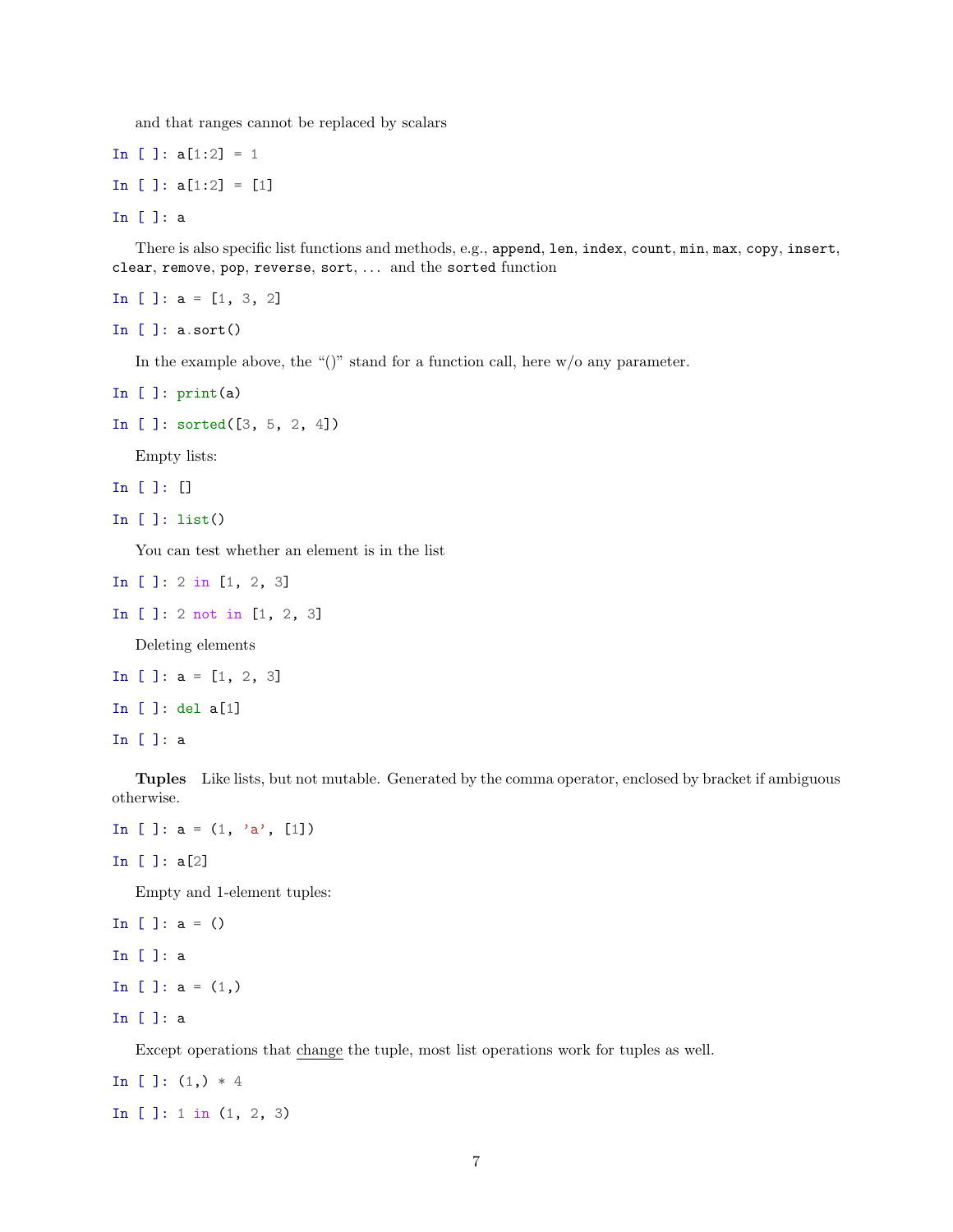and that ranges cannot be replaced by scalars

```
In [ ]: a[1:2] = 1
```

```
In [ ]: a[1:2] = [1]
```

```
In [ ]: a
```

There is also specific list functions and methods, e.g., `append`, `len`, `index`, `count`, `min`, `max`, `copy`, `insert`, `clear`, `remove`, `pop`, `reverse`, `sort`, ... and the `sorted` function

```
In [ ]: a = [1, 3, 2]
```

```
In [ ]: a.sort()
```

In the example above, the "()" stand for a function call, here w/o any parameter.

```
In [ ]: print(a)
```

```
In [ ]: sorted([3, 5, 2, 4])
```

Empty lists:

```
In [ ]: []
```

```
In [ ]: list()
```

You can test whether an element is in the list

```
In [ ]: 2 in [1, 2, 3]
```

```
In [ ]: 2 not in [1, 2, 3]
```

Deleting elements

```
In [ ]: a = [1, 2, 3]
```

```
In [ ]: del a[1]
```

```
In [ ]: a
```

**Tuples** Like lists, but not mutable. Generated by the comma operator, enclosed by bracket if ambiguous otherwise.

```
In [ ]: a = (1, 'a', [1])
```

```
In [ ]: a[2]
```

Empty and 1-element tuples:

```
In [ ]: a = ()
```

```
In [ ]: a
```

```
In [ ]: a = (1,)
```

```
In [ ]: a
```

Except operations that change the tuple, most list operations work for tuples as well.

```
In [ ]: (1,) * 4
```

```
In [ ]: 1 in (1, 2, 3)
```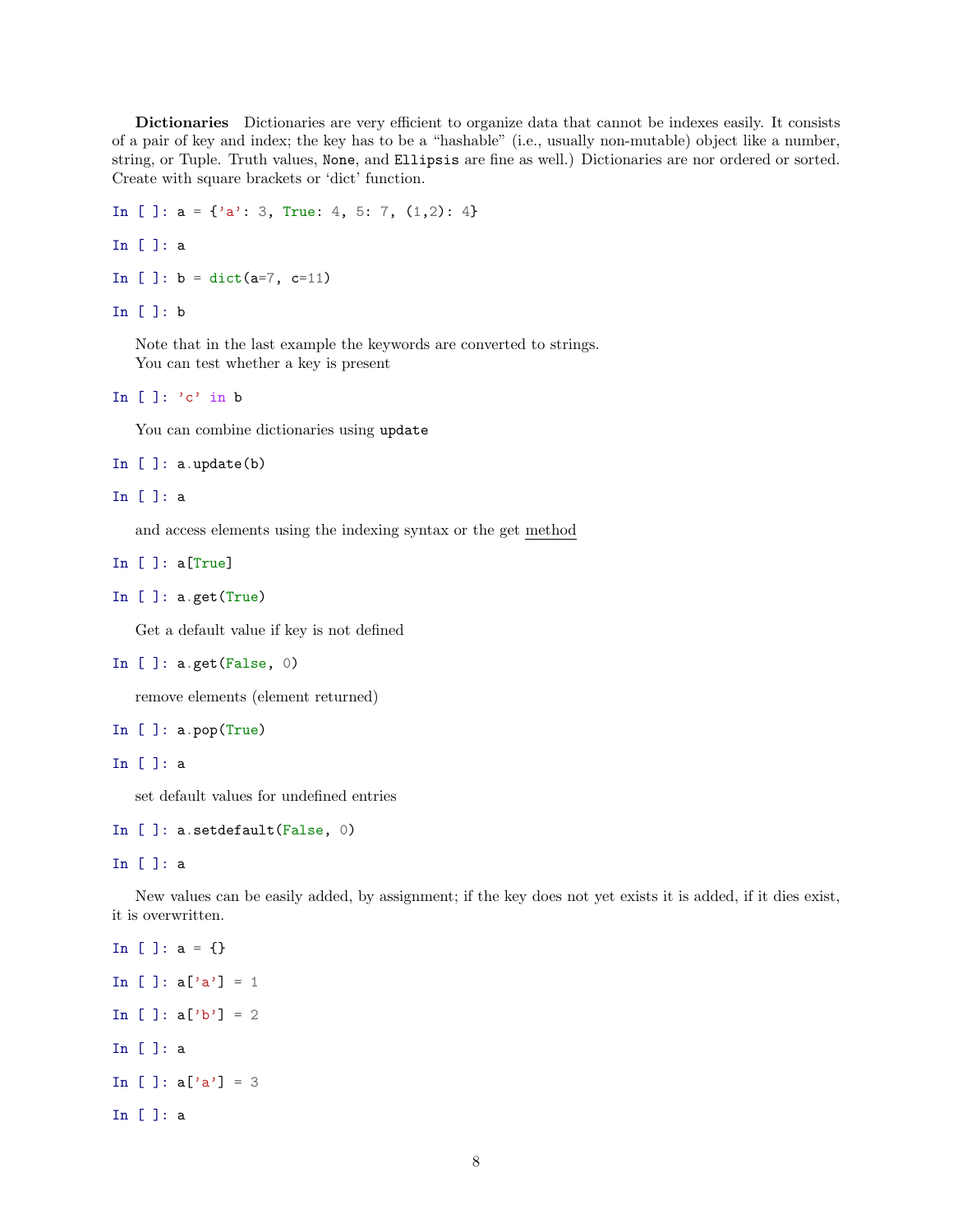**Dictionaries** Dictionaries are very efficient to organize data that cannot be indexes easily. It consists of a pair of key and index; the key has to be a "hashable" (i.e., usually non-mutable) object like a number, string, or Tuple. Truth values, `None`, and `Ellipsis` are fine as well.) Dictionaries are nor ordered or sorted. Create with square brackets or 'dict' function.

```
In [ ]: a = {'a': 3, True: 4, 5: 7, (1,2): 4}
```

```
In [ ]: a
```

```
In [ ]: b = dict(a=7, c=11)
```

```
In [ ]: b
```

Note that in the last example the keywords are converted to strings.
You can test whether a key is present

```
In [ ]: 'c' in b
```

You can combine dictionaries using `update`

```
In [ ]: a.update(b)
```

```
In [ ]: a
```

and access elements using the indexing syntax or the get method

```
In [ ]: a[True]
```

```
In [ ]: a.get(True)
```

Get a default value if key is not defined

```
In [ ]: a.get(False, 0)
```

remove elements (element returned)

```
In [ ]: a.pop(True)
```

```
In [ ]: a
```

set default values for undefined entries

```
In [ ]: a.setdefault(False, 0)
```

```
In [ ]: a
```

New values can be easily added, by assignment; if the key does not yet exists it is added, if it dies exist, it is overwritten.

```
In [ ]: a = {}
```

```
In [ ]: a['a'] = 1
```

```
In [ ]: a['b'] = 2
```

```
In [ ]: a
```

```
In [ ]: a['a'] = 3
```

```
In [ ]: a
```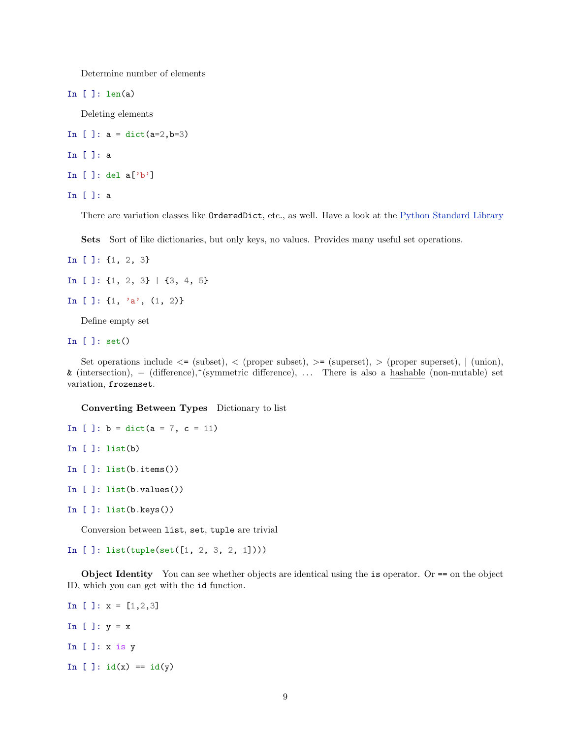Determine number of elements

```
In [ ]: len(a)
```

Deleting elements

```
In [ ]: a = dict(a=2,b=3)
```

```
In [ ]: a
```

```
In [ ]: del a['b']
```

```
In [ ]: a
```

There are variation classes like `OrderedDict`, etc., as well. Have a look at the Python Standard Library

**Sets** Sort of like dictionaries, but only keys, no values. Provides many useful set operations.

```
In [ ]: {1, 2, 3}
```

```
In [ ]: {1, 2, 3} | {3, 4, 5}
```

```
In [ ]: {1, 'a', (1, 2)}
```

Define empty set

```
In [ ]: set()
```

Set operations include `<=` (subset), `<` (proper subset), `>=` (superset), `>` (proper superset), | (union), `&` (intersection), − (difference), ^(symmetric difference), ... There is also a hashable (non-mutable) set variation, `frozenset`.

**Converting Between Types** Dictionary to list

```
In [ ]: b = dict(a = 7, c = 11)
```

```
In [ ]: list(b)
```

```
In [ ]: list(b.items())
```

```
In [ ]: list(b.values())
```

```
In [ ]: list(b.keys())
```

Conversion between `list`, `set`, `tuple` are trivial

```
In [ ]: list(tuple(set([1, 2, 3, 2, 1])))
```

**Object Identity** You can see whether objects are identical using the `is` operator. Or `==` on the object ID, which you can get with the `id` function.

```
In [ ]: x = [1,2,3]
```

```
In [ ]: y = x
```

```
In [ ]: x is y
```

```
In [ ]: id(x) == id(y)
```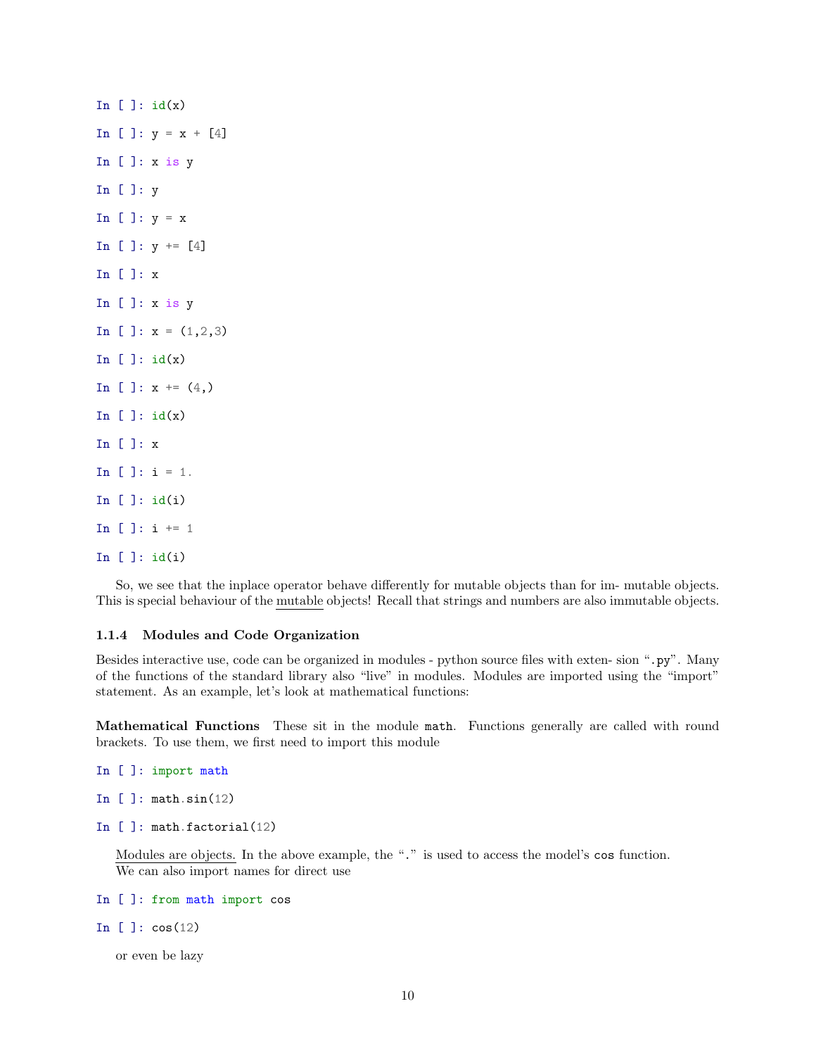```
In [ ]: id(x)
```

```
In [ ]: y = x + [4]
```

```
In [ ]: x is y
```

```
In [ ]: y
```

```
In [ ]: y = x
```

```
In [ ]: y += [4]
```

```
In [ ]: x
```

```
In [ ]: x is y
```

```
In [ ]: x = (1,2,3)
```

```
In [ ]: id(x)
```

```
In [ ]: x += (4,)
```

```
In [ ]: id(x)
```

```
In [ ]: x
```

```
In [ ]: i = 1.
```

```
In [ ]: id(i)
```

```
In [ ]: i += 1
```

```
In [ ]: id(i)
```

So, we see that the inplace operator behave differently for mutable objects than for im- mutable objects. This is special behaviour of the mutable objects! Recall that strings and numbers are also immutable objects.

### 1.1.4 Modules and Code Organization

Besides interactive use, code can be organized in modules - python source files with exten- sion "`.py`". Many of the functions of the standard library also "live" in modules. Modules are imported using the "import" statement. As an example, let's look at mathematical functions:

**Mathematical Functions** These sit in the module `math`. Functions generally are called with round brackets. To use them, we first need to import this module

```
In [ ]: import math
```

```
In [ ]: math.sin(12)
```

```
In [ ]: math.factorial(12)
```

Modules are objects. In the above example, the "`.`" is used to access the model's `cos` function.
We can also import names for direct use

```
In [ ]: from math import cos
```

```
In [ ]: cos(12)
```

or even be lazy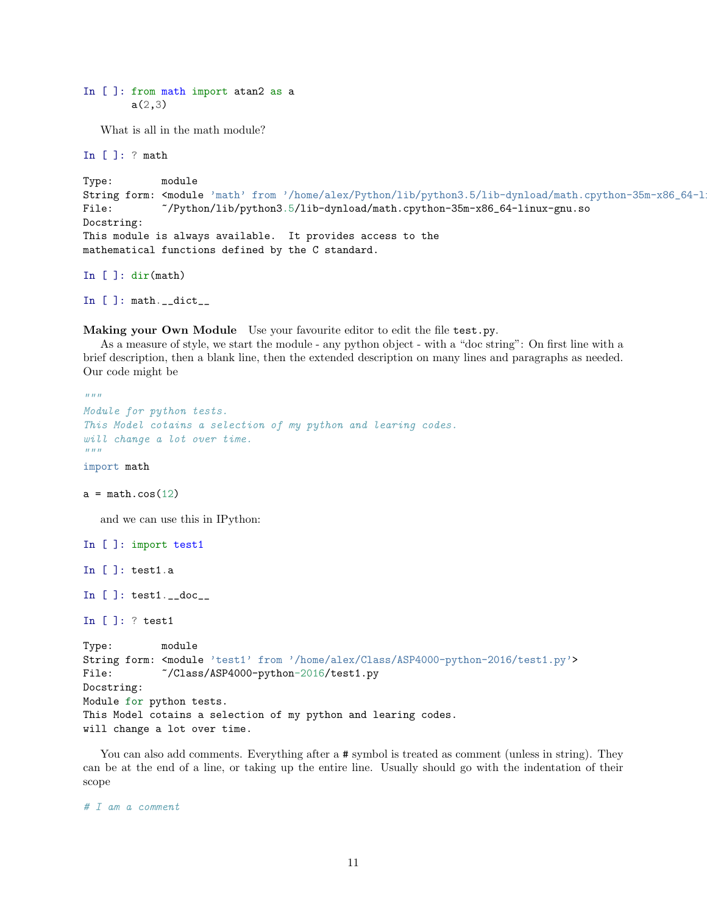```
In [ ]: from math import atan2 as a
        a(2,3)
```

What is all in the math module?

```
In [ ]: ? math

Type:        module
String form: <module 'math' from '/home/alex/Python/lib/python3.5/lib-dynload/math.cpython-35m-x86_64-li
File:        ~/Python/lib/python3.5/lib-dynload/math.cpython-35m-x86_64-linux-gnu.so
Docstring:
This module is always available.  It provides access to the
mathematical functions defined by the C standard.
```

```
In [ ]: dir(math)
```

```
In [ ]: math.__dict__
```

**Making your Own Module** Use your favourite editor to edit the file `test.py`.

As a measure of style, we start the module - any python object - with a "doc string": On first line with a brief description, then a blank line, then the extended description on many lines and paragraphs as needed. Our code might be

```
"""
Module for python tests.
This Model cotains a selection of my python and learing codes.
will change a lot over time.
"""
import math

a = math.cos(12)
```

and we can use this in IPython:

```
In [ ]: import test1
```

```
In [ ]: test1.a
```

```
In [ ]: test1.__doc__
```

```
In [ ]: ? test1

Type:        module
String form: <module 'test1' from '/home/alex/Class/ASP4000-python-2016/test1.py'>
File:        ~/Class/ASP4000-python-2016/test1.py
Docstring:
Module for python tests.
This Model cotains a selection of my python and learing codes.
will change a lot over time.
```

You can also add comments. Everything after a # symbol is treated as comment (unless in string). They can be at the end of a line, or taking up the entire line. Usually should go with the indentation of their scope

```
# I am a comment
```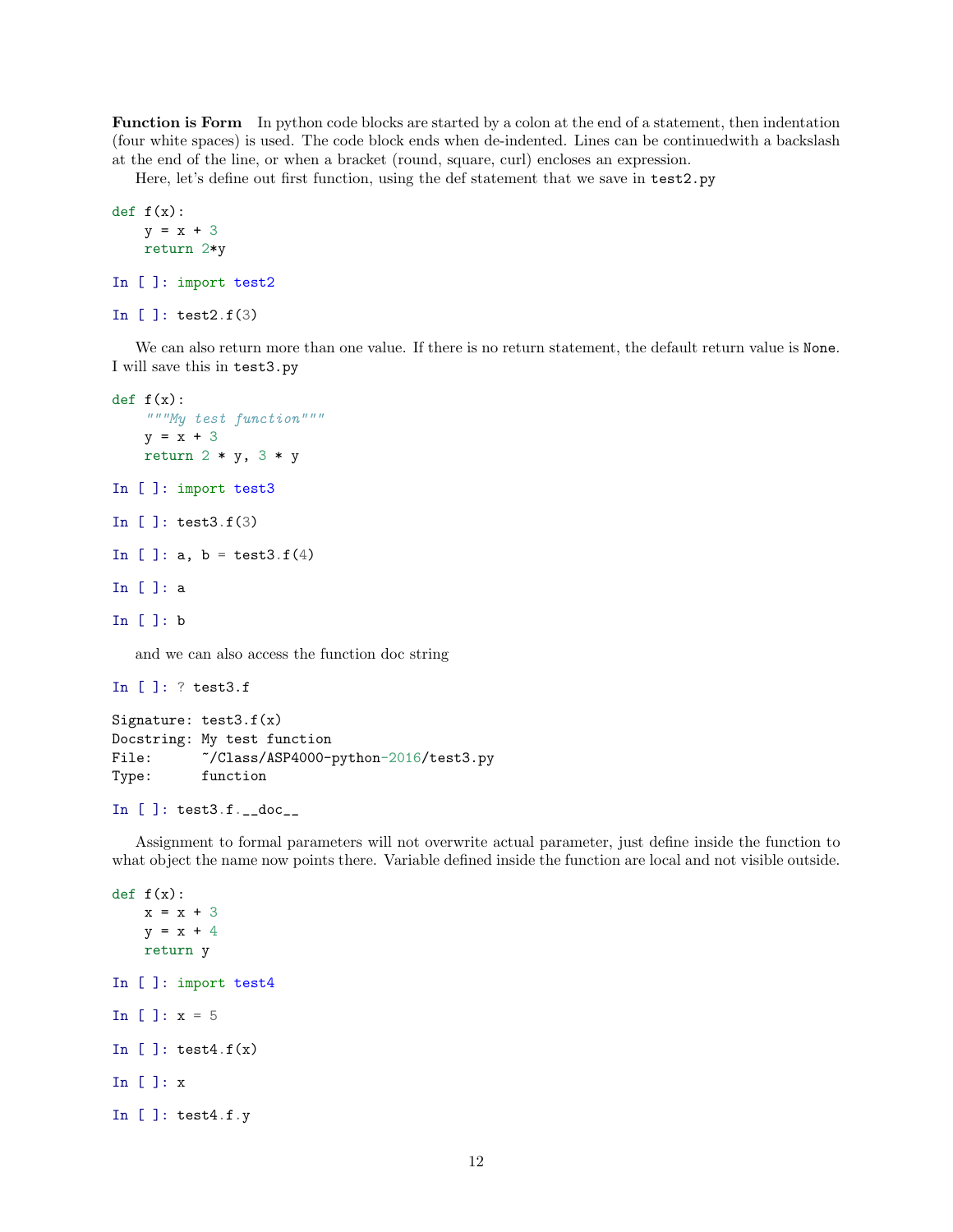**Function is Form** In python code blocks are started by a colon at the end of a statement, then indentation (four white spaces) is used. The code block ends when de-indented. Lines can be continuedwith a backslash at the end of the line, or when a bracket (round, square, curl) encloses an expression.

Here, let's define out first function, using the def statement that we save in `test2.py`

```
def f(x):
    y = x + 3
    return 2*y
```

```
In [ ]: import test2
```

```
In [ ]: test2.f(3)
```

We can also return more than one value. If there is no return statement, the default return value is `None`. I will save this in `test3.py`

```
def f(x):
    """My test function"""
    y = x + 3
    return 2 * y, 3 * y
```

```
In [ ]: import test3
```

```
In [ ]: test3.f(3)
```

```
In [ ]: a, b = test3.f(4)
```

```
In [ ]: a
```

```
In [ ]: b
```

and we can also access the function doc string

```
In [ ]: ? test3.f
```

```
Signature: test3.f(x)
Docstring: My test function
File:      ~/Class/ASP4000-python-2016/test3.py
Type:      function
```

```
In [ ]: test3.f.__doc__
```

Assignment to formal parameters will not overwrite actual parameter, just define inside the function to what object the name now points there. Variable defined inside the function are local and not visible outside.

```
def f(x):
    x = x + 3
    y = x + 4
    return y
```

```
In [ ]: import test4
```

```
In [ ]: x = 5
```

```
In [ ]: test4.f(x)
```

```
In [ ]: x
```

```
In [ ]: test4.f.y
```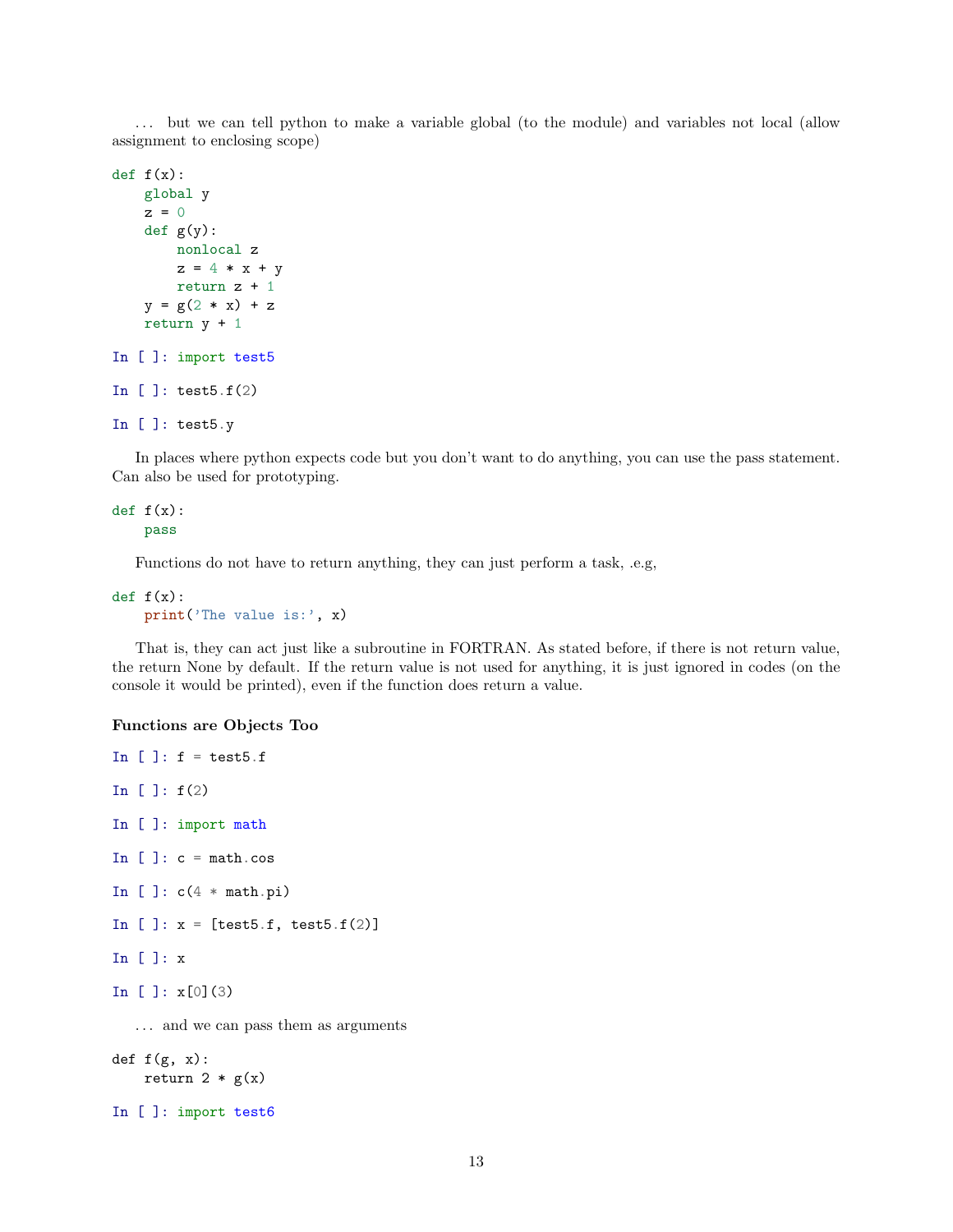... but we can tell python to make a variable global (to the module) and variables not local (allow assignment to enclosing scope)

```
def f(x):
    global y
    z = 0
    def g(y):
        nonlocal z
        z = 4 * x + y
        return z + 1
    y = g(2 * x) + z
    return y + 1
```

```
In [ ]: import test5
```

```
In [ ]: test5.f(2)
```

```
In [ ]: test5.y
```

In places where python expects code but you don't want to do anything, you can use the pass statement. Can also be used for prototyping.

```
def f(x):
    pass
```

Functions do not have to return anything, they can just perform a task, .e.g,

```
def f(x):
    print('The value is:', x)
```

That is, they can act just like a subroutine in FORTRAN. As stated before, if there is not return value, the return None by default. If the return value is not used for anything, it is just ignored in codes (on the console it would be printed), even if the function does return a value.

**Functions are Objects Too**

```
In [ ]: f = test5.f
```

```
In [ ]: f(2)
```

```
In [ ]: import math
```

```
In [ ]: c = math.cos
```

```
In [ ]: c(4 * math.pi)
```

```
In [ ]: x = [test5.f, test5.f(2)]
```

```
In [ ]: x
```

```
In [ ]: x[0](3)
```

... and we can pass them as arguments

```
def f(g, x):
    return 2 * g(x)
```

```
In [ ]: import test6
```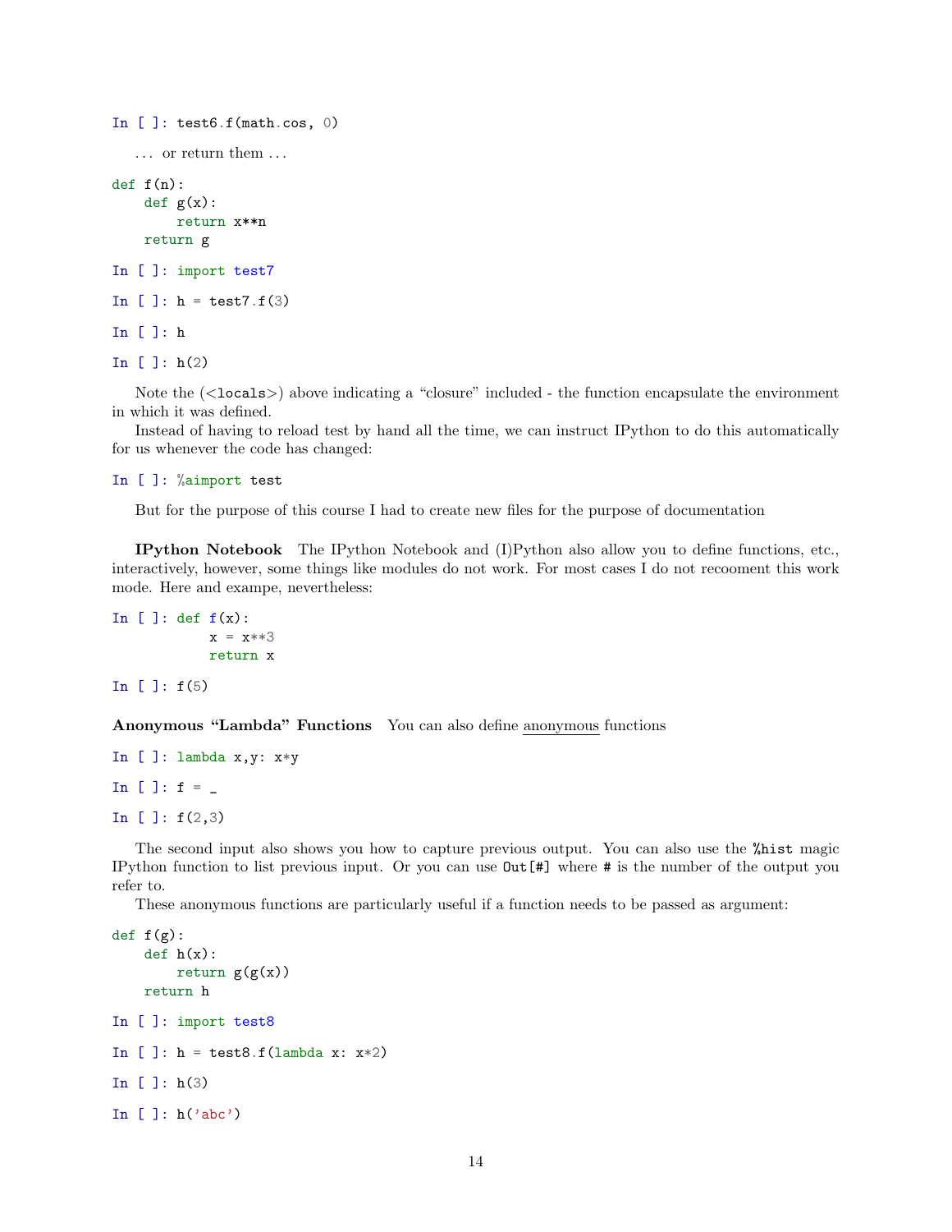```
In [ ]: test6.f(math.cos, 0)
```

... or return them ...

```
def f(n):
    def g(x):
        return x**n
    return g
```

```
In [ ]: import test7
```

```
In [ ]: h = test7.f(3)
```

```
In [ ]: h
```

```
In [ ]: h(2)
```

Note the (`<locals>`) above indicating a "closure" included - the function encapsulate the environment in which it was defined.

Instead of having to reload test by hand all the time, we can instruct IPython to do this automatically for us whenever the code has changed:

```
In [ ]: %aimport test
```

But for the purpose of this course I had to create new files for the purpose of documentation

**IPython Notebook** The IPython Notebook and (I)Python also allow you to define functions, etc., interactively, however, some things like modules do not work. For most cases I do not recooment this work mode. Here and exampe, nevertheless:

```
In [ ]: def f(x):
            x = x**3
            return x
```

```
In [ ]: f(5)
```

**Anonymous "Lambda" Functions** You can also define anonymous functions

```
In [ ]: lambda x,y: x*y
```

```
In [ ]: f = _
```

```
In [ ]: f(2,3)
```

The second input also shows you how to capture previous output. You can also use the `%hist` magic IPython function to list previous input. Or you can use `Out[#]` where `#` is the number of the output you refer to.

These anonymous functions are particularly useful if a function needs to be passed as argument:

```
def f(g):
    def h(x):
        return g(g(x))
    return h
```

```
In [ ]: import test8
```

```
In [ ]: h = test8.f(lambda x: x*2)
```

```
In [ ]: h(3)
```

```
In [ ]: h('abc')
```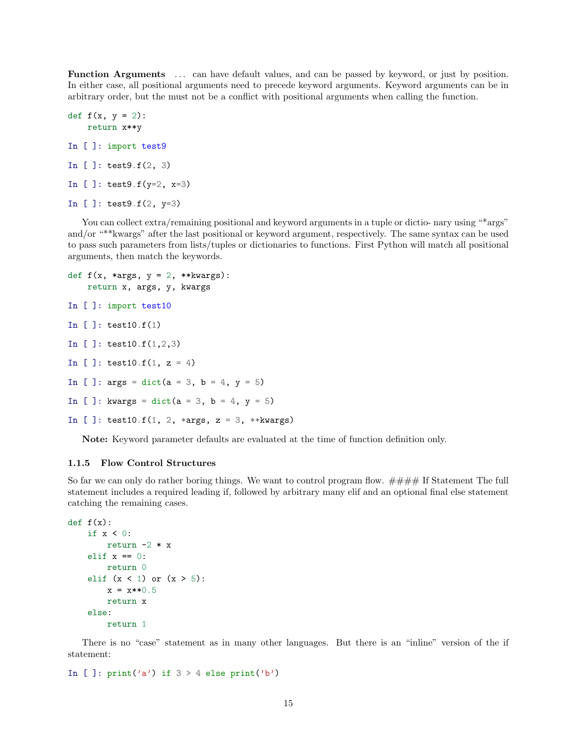**Function Arguments** ... can have default values, and can be passed by keyword, or just by position. In either case, all positional arguments need to precede keyword arguments. Keyword arguments can be in arbitrary order, but the must not be a conflict with positional arguments when calling the function.

```
def f(x, y = 2):
    return x**y
```

```
In [ ]: import test9
```

```
In [ ]: test9.f(2, 3)
```

```
In [ ]: test9.f(y=2, x=3)
```

```
In [ ]: test9.f(2, y=3)
```

You can collect extra/remaining positional and keyword arguments in a tuple or dictio- nary using "*args" and/or "**kwargs" after the last positional or keyword argument, respectively. The same syntax can be used to pass such parameters from lists/tuples or dictionaries to functions. First Python will match all positional arguments, then match the keywords.

```
def f(x, *args, y = 2, **kwargs):
    return x, args, y, kwargs
```

```
In [ ]: import test10
```

```
In [ ]: test10.f(1)
```

```
In [ ]: test10.f(1,2,3)
```

```
In [ ]: test10.f(1, z = 4)
```

```
In [ ]: args = dict(a = 3, b = 4, y = 5)
```

```
In [ ]: kwargs = dict(a = 3, b = 4, y = 5)
```

```
In [ ]: test10.f(1, 2, *args, z = 3, **kwargs)
```

**Note:** Keyword parameter defaults are evaluated at the time of function definition only.

### 1.1.5 Flow Control Structures

So far we can only do rather boring things. We want to control program flow. #### If Statement The full statement includes a required leading if, followed by arbitrary many elif and an optional final else statement catching the remaining cases.

```
def f(x):
    if x < 0:
        return -2 * x
    elif x == 0:
        return 0
    elif (x < 1) or (x > 5):
        x = x**0.5
        return x
    else:
        return 1
```

There is no "case" statement as in many other languages. But there is an "inline" version of the if statement:

```
In [ ]: print('a') if 3 > 4 else print('b')
```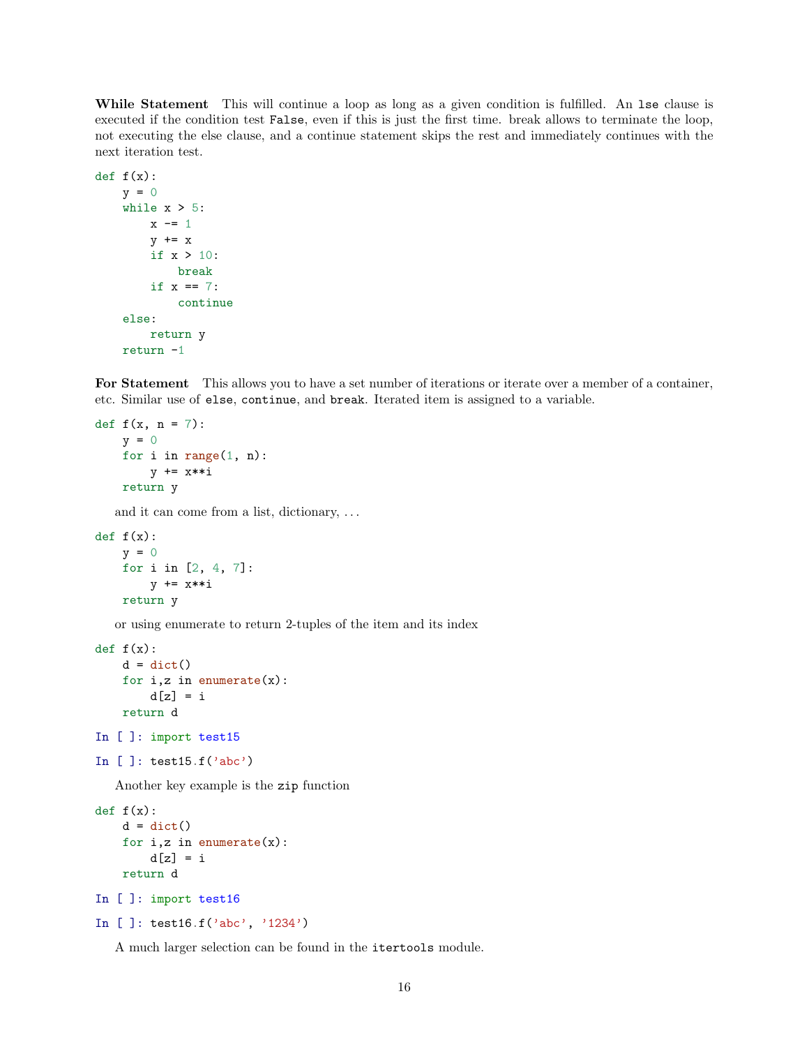**While Statement** This will continue a loop as long as a given condition is fulfilled. An lse clause is executed if the condition test False, even if this is just the first time. break allows to terminate the loop, not executing the else clause, and a continue statement skips the rest and immediately continues with the next iteration test.

```
def f(x):
    y = 0
    while x > 5:
        x -= 1
        y += x
        if x > 10:
            break
        if x == 7:
            continue
    else:
        return y
    return -1
```

**For Statement** This allows you to have a set number of iterations or iterate over a member of a container, etc. Similar use of else, continue, and break. Iterated item is assigned to a variable.

```
def f(x, n = 7):
    y = 0
    for i in range(1, n):
        y += x**i
    return y
```

and it can come from a list, dictionary, ...

```
def f(x):
    y = 0
    for i in [2, 4, 7]:
        y += x**i
    return y
```

or using enumerate to return 2-tuples of the item and its index

```
def f(x):
    d = dict()
    for i,z in enumerate(x):
        d[z] = i
    return d
```

```
In [ ]: import test15
```

```
In [ ]: test15.f('abc')
```

Another key example is the zip function

```
def f(x):
    d = dict()
    for i,z in enumerate(x):
        d[z] = i
    return d
```

```
In [ ]: import test16
```

```
In [ ]: test16.f('abc', '1234')
```

A much larger selection can be found in the itertools module.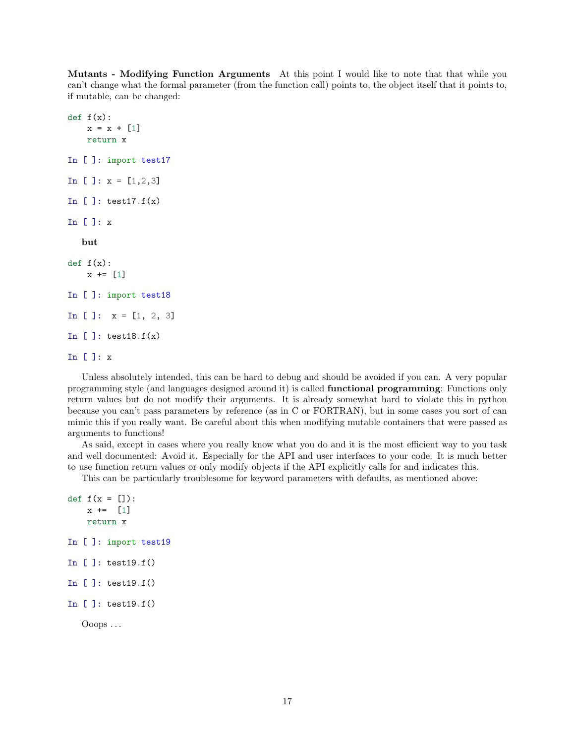**Mutants - Modifying Function Arguments** At this point I would like to note that that while you can't change what the formal parameter (from the function call) points to, the object itself that it points to, if mutable, can be changed:

```
def f(x):
    x = x + [1]
    return x
```

```
In [ ]: import test17
```

```
In [ ]: x = [1,2,3]
```

```
In [ ]: test17.f(x)
```

```
In [ ]: x
```

**but**

```
def f(x):
    x += [1]
```

```
In [ ]: import test18
```

```
In [ ]:  x = [1, 2, 3]
```

```
In [ ]: test18.f(x)
```

```
In [ ]: x
```

Unless absolutely intended, this can be hard to debug and should be avoided if you can. A very popular programming style (and languages designed around it) is called **functional programming**: Functions only return values but do not modify their arguments. It is already somewhat hard to violate this in python because you can't pass parameters by reference (as in C or FORTRAN), but in some cases you sort of can mimic this if you really want. Be careful about this when modifying mutable containers that were passed as arguments to functions!

As said, except in cases where you really know what you do and it is the most efficient way to you task and well documented: Avoid it. Especially for the API and user interfaces to your code. It is much better to use function return values or only modify objects if the API explicitly calls for and indicates this.

This can be particularly troublesome for keyword parameters with defaults, as mentioned above:

```
def f(x = []):
    x +=  [1]
    return x
```

```
In [ ]: import test19
```

```
In [ ]: test19.f()
```

```
In [ ]: test19.f()
```

```
In [ ]: test19.f()
```

Ooops ...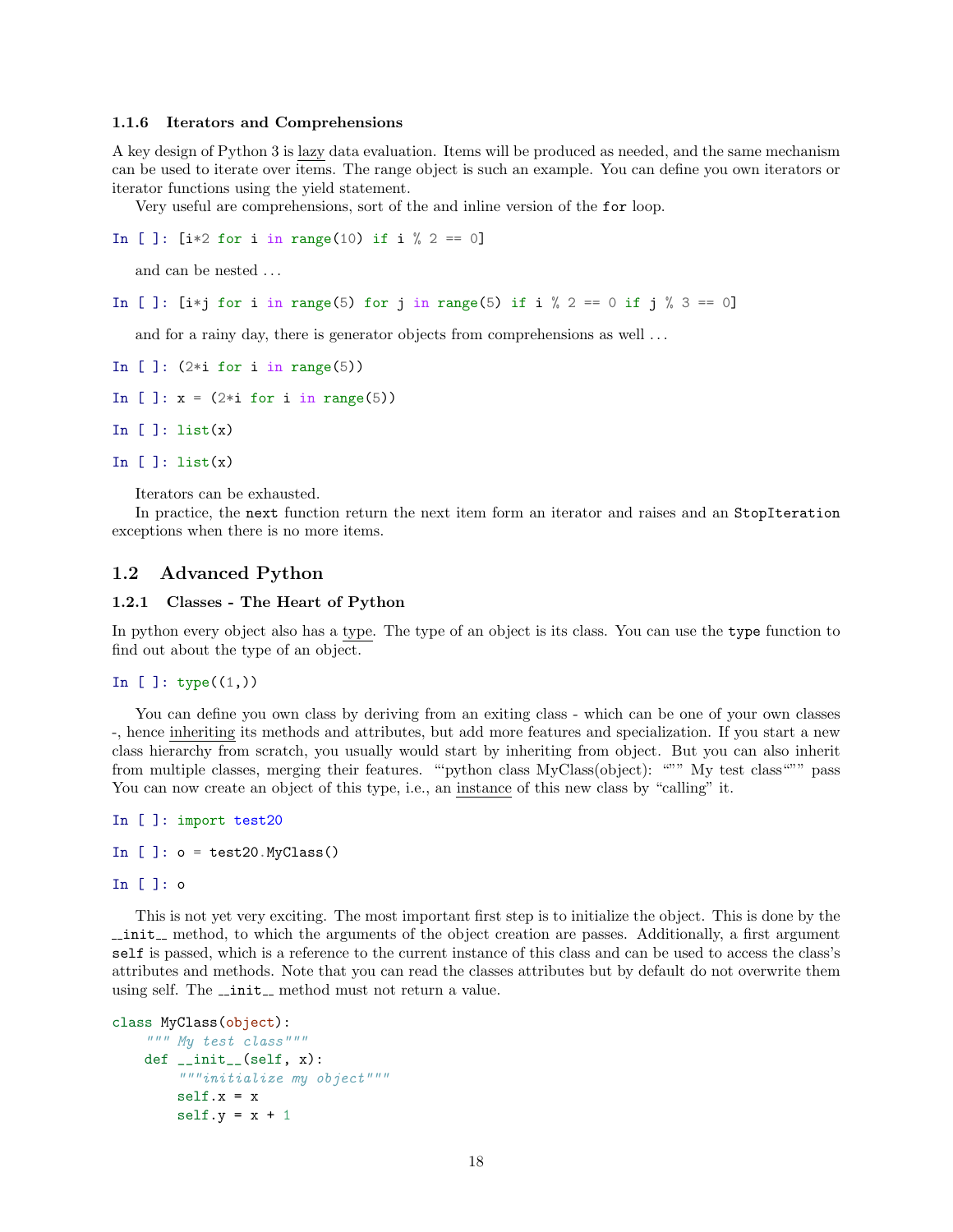### 1.1.6 Iterators and Comprehensions

A key design of Python 3 is lazy data evaluation. Items will be produced as needed, and the same mechanism can be used to iterate over items. The range object is such an example. You can define you own iterators or iterator functions using the yield statement.

Very useful are comprehensions, sort of the and inline version of the `for` loop.

```
In [ ]: [i*2 for i in range(10) if i % 2 == 0]
```

and can be nested ...

```
In [ ]: [i*j for i in range(5) for j in range(5) if i % 2 == 0 if j % 3 == 0]
```

and for a rainy day, there is generator objects from comprehensions as well ...

```
In [ ]: (2*i for i in range(5))
```

```
In [ ]: x = (2*i for i in range(5))
```

```
In [ ]: list(x)
```

```
In [ ]: list(x)
```

Iterators can be exhausted.

In practice, the `next` function return the next item form an iterator and raises and an `StopIteration` exceptions when there is no more items.

## 1.2 Advanced Python

### 1.2.1 Classes - The Heart of Python

In python every object also has a type. The type of an object is its class. You can use the `type` function to find out about the type of an object.

```
In [ ]: type((1,))
```

You can define you own class by deriving from an exiting class - which can be one of your own classes -, hence inheriting its methods and attributes, but add more features and specialization. If you start a new class hierarchy from scratch, you usually would start by inheriting from object. But you can also inherit from multiple classes, merging their features. "'python class MyClass(object): """ My test class""" pass You can now create an object of this type, i.e., an instance of this new class by "calling" it.

```
In [ ]: import test20
```

```
In [ ]: o = test20.MyClass()
```

```
In [ ]: o
```

This is not yet very exciting. The most important first step is to initialize the object. This is done by the `__init__` method, to which the arguments of the object creation are passes. Additionally, a first argument `self` is passed, which is a reference to the current instance of this class and can be used to access the class's attributes and methods. Note that you can read the classes attributes but by default do not overwrite them using self. The `__init__` method must not return a value.

```python
class MyClass(object):
    """ My test class"""
    def __init__(self, x):
        """initialize my object"""
        self.x = x
        self.y = x + 1
```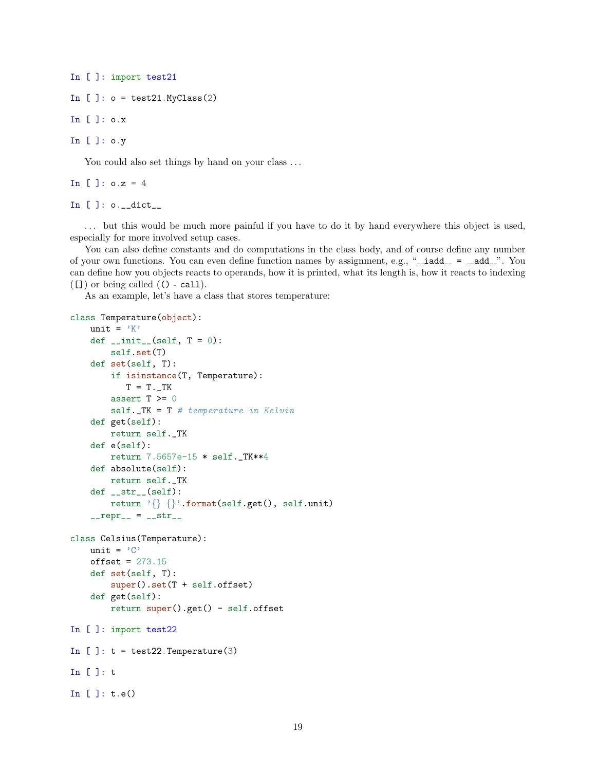```
In [ ]: import test21
```

```
In [ ]: o = test21.MyClass(2)
```

```
In [ ]: o.x
```

```
In [ ]: o.y
```

You could also set things by hand on your class ...

```
In [ ]: o.z = 4
```

```
In [ ]: o.__dict__
```

... but this would be much more painful if you have to do it by hand everywhere this object is used, especially for more involved setup cases.

You can also define constants and do computations in the class body, and of course define any number of your own functions. You can even define function names by assignment, e.g., "`__iadd__ = __add__`". You can define how you objects reacts to operands, how it is printed, what its length is, how it reacts to indexing (`[]`) or being called (`()` - `call`).

As an example, let's have a class that stores temperature:

```
class Temperature(object):
    unit = 'K'
    def __init__(self, T = 0):
        self.set(T)
    def set(self, T):
        if isinstance(T, Temperature):
           T = T._TK
        assert T >= 0
        self._TK = T # temperature in Kelvin
    def get(self):
        return self._TK
    def e(self):
        return 7.5657e-15 * self._TK**4
    def absolute(self):
        return self._TK
    def __str__(self):
        return '{} {}'.format(self.get(), self.unit)
    __repr__ = __str__

class Celsius(Temperature):
    unit = 'C'
    offset = 273.15
    def set(self, T):
        super().set(T + self.offset)
    def get(self):
        return super().get() - self.offset
```

```
In [ ]: import test22
```

```
In [ ]: t = test22.Temperature(3)
```

```
In [ ]: t
```

```
In [ ]: t.e()
```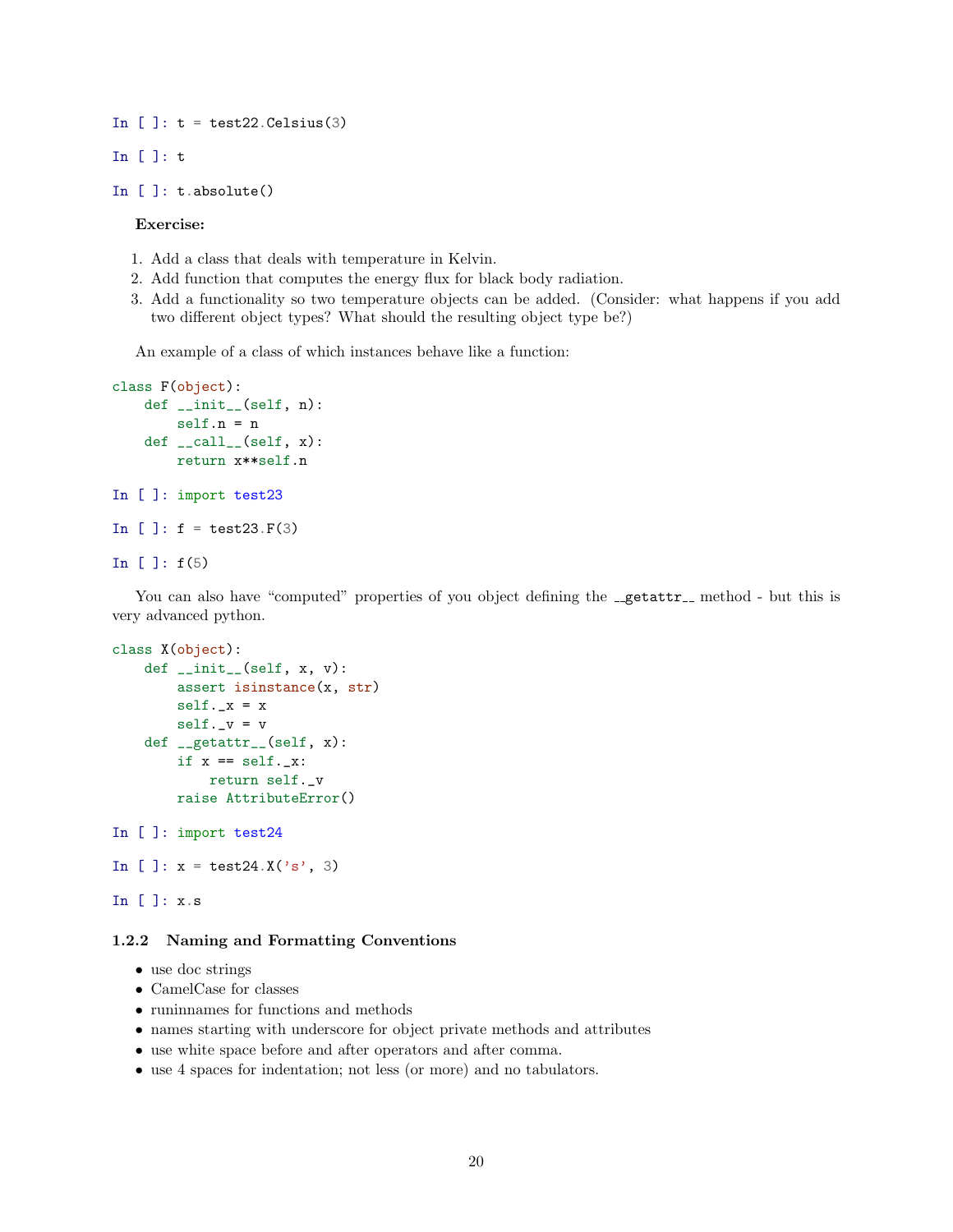```
In [ ]: t = test22.Celsius(3)
```

```
In [ ]: t
```

```
In [ ]: t.absolute()
```

**Exercise:**

1. Add a class that deals with temperature in Kelvin.
2. Add function that computes the energy flux for black body radiation.
3. Add a functionality so two temperature objects can be added. (Consider: what happens if you add two different object types? What should the resulting object type be?)

An example of a class of which instances behave like a function:

```
class F(object):
    def __init__(self, n):
        self.n = n
    def __call__(self, x):
        return x**self.n
```

```
In [ ]: import test23
```

```
In [ ]: f = test23.F(3)
```

```
In [ ]: f(5)
```

You can also have "computed" properties of you object defining the `__getattr__` method - but this is very advanced python.

```
class X(object):
    def __init__(self, x, v):
        assert isinstance(x, str)
        self._x = x
        self._v = v
    def __getattr__(self, x):
        if x == self._x:
            return self._v
        raise AttributeError()
```

```
In [ ]: import test24
```

```
In [ ]: x = test24.X('s', 3)
```

```
In [ ]: x.s
```

### 1.2.2 Naming and Formatting Conventions

- use doc strings
- CamelCase for classes
- runinnames for functions and methods
- names starting with underscore for object private methods and attributes
- use white space before and after operators and after comma.
- use 4 spaces for indentation; not less (or more) and no tabulators.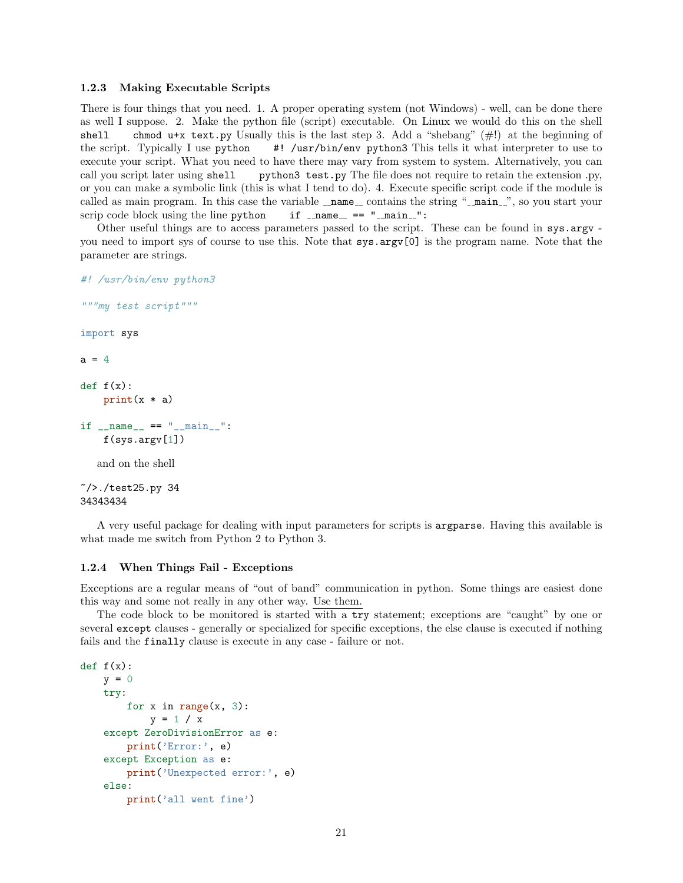### 1.2.3 Making Executable Scripts

There is four things that you need. 1. A proper operating system (not Windows) - well, can be done there as well I suppose. 2. Make the python file (script) executable. On Linux we would do this on the shell `shell chmod u+x text.py` Usually this is the last step 3. Add a "shebang" (#!) at the beginning of the script. Typically I use `python #! /usr/bin/env python3` This tells it what interpreter to use to execute your script. What you need to have there may vary from system to system. Alternatively, you can call you script later using `shell python3 test.py` The file does not require to retain the extension .py, or you can make a symbolic link (this is what I tend to do). 4. Execute specific script code if the module is called as main program. In this case the variable `__name__` contains the string "`__main__`", so you start your scrip code block using the line `python if __name__ == "__main__":`

Other useful things are to access parameters passed to the script. These can be found in `sys.argv` - you need to import sys of course to use this. Note that `sys.argv[0]` is the program name. Note that the parameter are strings.

```python
#! /usr/bin/env python3

"""my test script"""

import sys

a = 4

def f(x):
    print(x * a)

if __name__ == "__main__":
    f(sys.argv[1])
```

and on the shell

```
~/>./test25.py 34
34343434
```

A very useful package for dealing with input parameters for scripts is `argparse`. Having this available is what made me switch from Python 2 to Python 3.

### 1.2.4 When Things Fail - Exceptions

Exceptions are a regular means of "out of band" communication in python. Some things are easiest done this way and some not really in any other way. Use them.

The code block to be monitored is started with a `try` statement; exceptions are "caught" by one or several `except` clauses - generally or specialized for specific exceptions, the else clause is executed if nothing fails and the `finally` clause is execute in any case - failure or not.

```python
def f(x):
    y = 0
    try:
        for x in range(x, 3):
            y = 1 / x
    except ZeroDivisionError as e:
        print('Error:', e)
    except Exception as e:
        print('Unexpected error:', e)
    else:
        print('all went fine')
```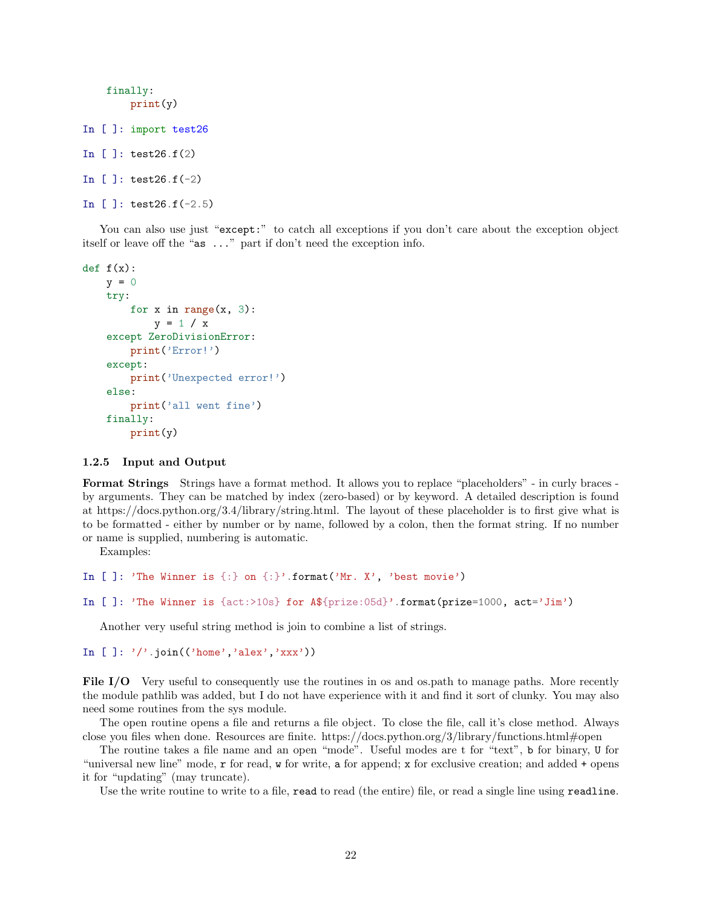```
    finally:
        print(y)
```

```
In [ ]: import test26
```

```
In [ ]: test26.f(2)
```

```
In [ ]: test26.f(-2)
```

```
In [ ]: test26.f(-2.5)
```

You can also use just "except:" to catch all exceptions if you don't care about the exception object itself or leave off the "as ..." part if don't need the exception info.

```
def f(x):
    y = 0
    try:
        for x in range(x, 3):
            y = 1 / x
    except ZeroDivisionError:
        print('Error!')
    except:
        print('Unexpected error!')
    else:
        print('all went fine')
    finally:
        print(y)
```

### 1.2.5 Input and Output

**Format Strings** Strings have a format method. It allows you to replace "placeholders" - in curly braces - by arguments. They can be matched by index (zero-based) or by keyword. A detailed description is found at https://docs.python.org/3.4/library/string.html. The layout of these placeholder is to first give what is to be formatted - either by number or by name, followed by a colon, then the format string. If no number or name is supplied, numbering is automatic.

Examples:

```
In [ ]: 'The Winner is {:} on {:}'.format('Mr. X', 'best movie')
```

```
In [ ]: 'The Winner is {act:>10s} for A${prize:05d}'.format(prize=1000, act='Jim')
```

Another very useful string method is join to combine a list of strings.

```
In [ ]: '/'.join(('home','alex','xxx'))
```

**File I/O** Very useful to consequently use the routines in os and os.path to manage paths. More recently the module pathlib was added, but I do not have experience with it and find it sort of clunky. You may also need some routines from the sys module.

The open routine opens a file and returns a file object. To close the file, call it's close method. Always close you files when done. Resources are finite. https://docs.python.org/3/library/functions.html#open

The routine takes a file name and an open "mode". Useful modes are `t` for "text", `b` for binary, `U` for "universal new line" mode, `r` for read, `w` for write, `a` for append; `x` for exclusive creation; and added `+` opens it for "updating" (may truncate).

Use the write routine to write to a file, `read` to read (the entire) file, or read a single line using `readline`.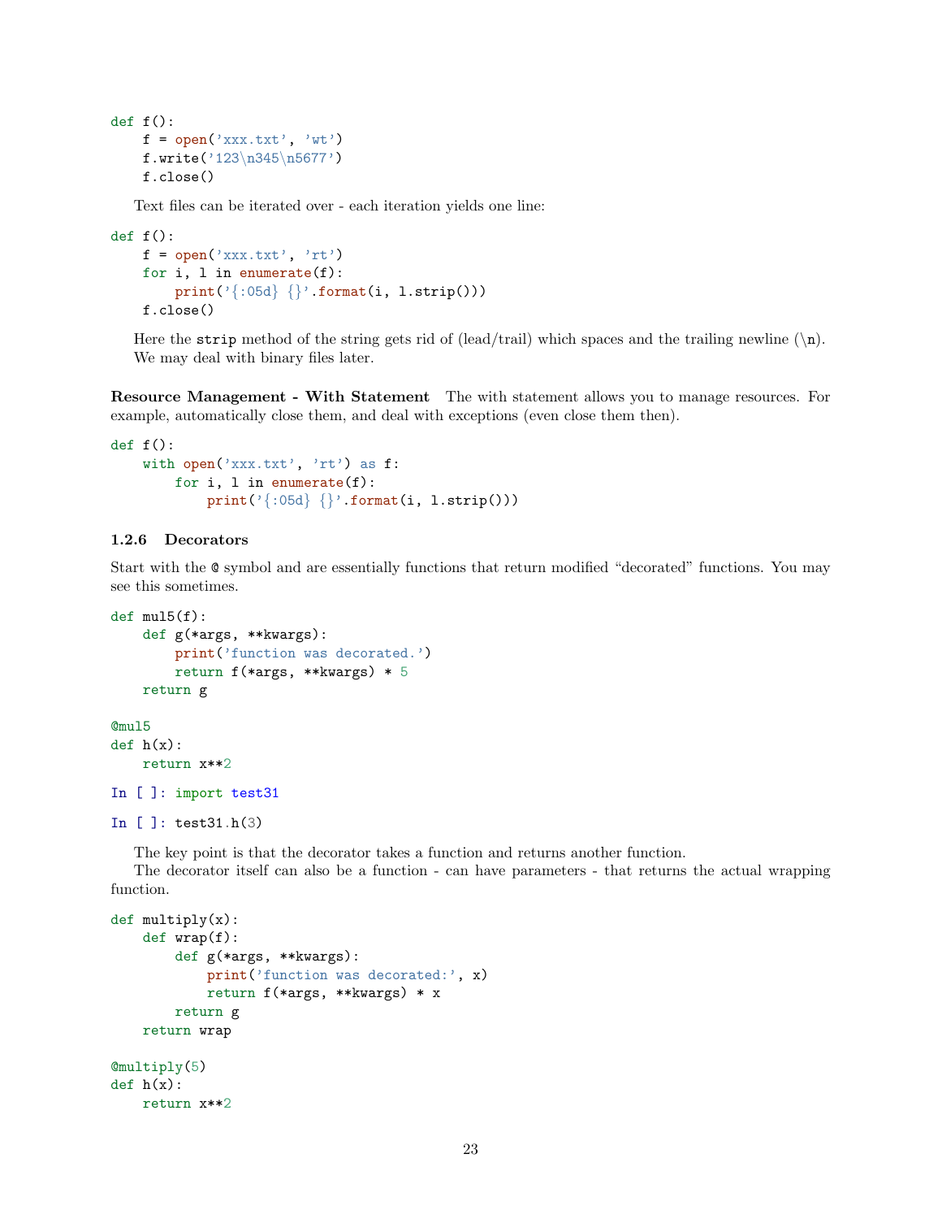```python
def f():
    f = open('xxx.txt', 'wt')
    f.write('123\n345\n5677')
    f.close()
```

Text files can be iterated over - each iteration yields one line:

```python
def f():
    f = open('xxx.txt', 'rt')
    for i, l in enumerate(f):
        print('{:05d} {}'.format(i, l.strip()))
    f.close()
```

Here the `strip` method of the string gets rid of (lead/trail) which spaces and the trailing newline (`\n`).
We may deal with binary files later.

**Resource Management - With Statement** The with statement allows you to manage resources. For example, automatically close them, and deal with exceptions (even close them then).

```python
def f():
    with open('xxx.txt', 'rt') as f:
        for i, l in enumerate(f):
            print('{:05d} {}'.format(i, l.strip()))
```

### 1.2.6 Decorators

Start with the `@` symbol and are essentially functions that return modified "decorated" functions. You may see this sometimes.

```python
def mul5(f):
    def g(*args, **kwargs):
        print('function was decorated.')
        return f(*args, **kwargs) * 5
    return g

@mul5
def h(x):
    return x**2
```

```
In [ ]: import test31
```

```
In [ ]: test31.h(3)
```

The key point is that the decorator takes a function and returns another function.
The decorator itself can also be a function - can have parameters - that returns the actual wrapping function.

```python
def multiply(x):
    def wrap(f):
        def g(*args, **kwargs):
            print('function was decorated:', x)
            return f(*args, **kwargs) * x
        return g
    return wrap

@multiply(5)
def h(x):
    return x**2
```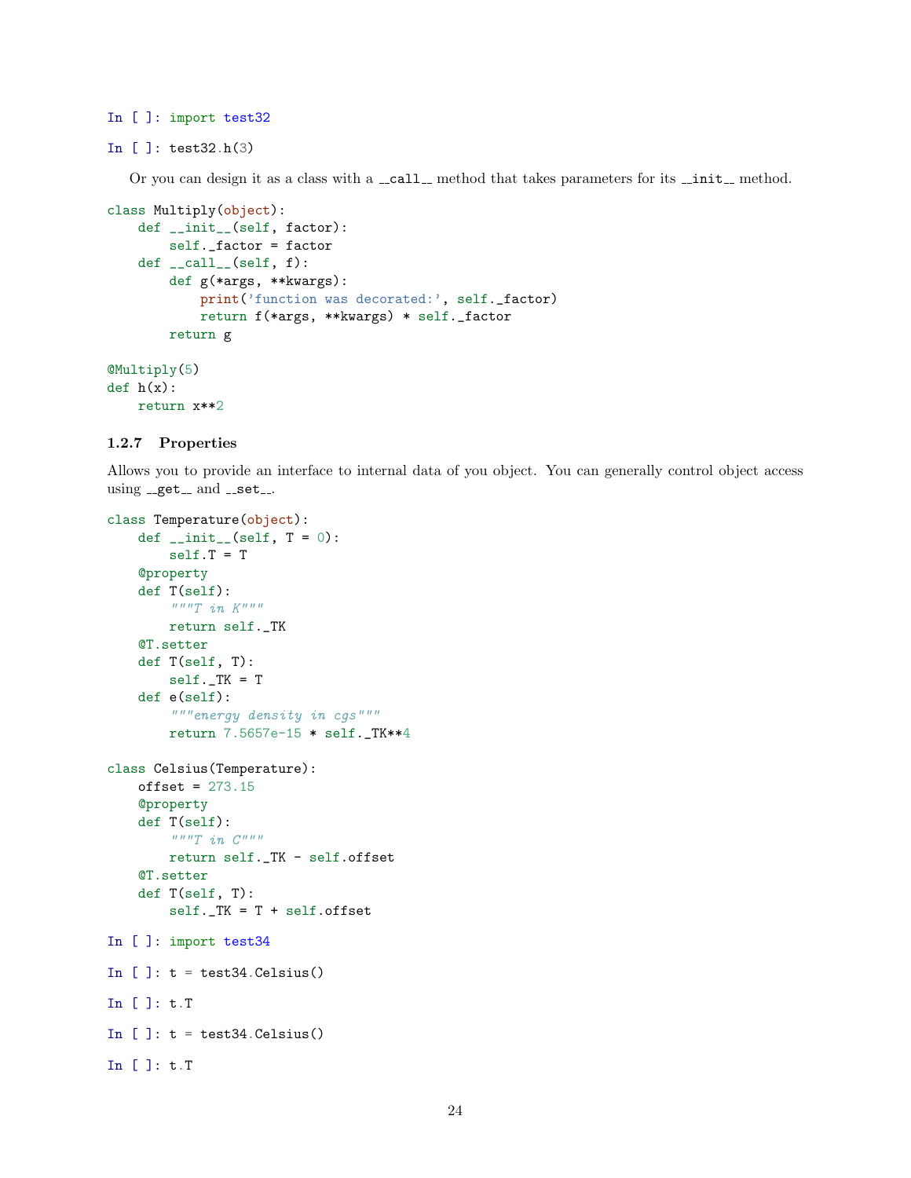```
In [ ]: import test32
```

```
In [ ]: test32.h(3)
```

Or you can design it as a class with a `__call__` method that takes parameters for its `__init__` method.

```python
class Multiply(object):
    def __init__(self, factor):
        self._factor = factor
    def __call__(self, f):
        def g(*args, **kwargs):
            print('function was decorated:', self._factor)
            return f(*args, **kwargs) * self._factor
        return g

@Multiply(5)
def h(x):
    return x**2
```

### 1.2.7 Properties

Allows you to provide an interface to internal data of you object. You can generally control object access using `__get__` and `__set__`.

```python
class Temperature(object):
    def __init__(self, T = 0):
        self.T = T
    @property
    def T(self):
        """T in K"""
        return self._TK
    @T.setter
    def T(self, T):
        self._TK = T
    def e(self):
        """energy density in cgs"""
        return 7.5657e-15 * self._TK**4

class Celsius(Temperature):
    offset = 273.15
    @property
    def T(self):
        """T in C"""
        return self._TK - self.offset
    @T.setter
    def T(self, T):
        self._TK = T + self.offset
```

```
In [ ]: import test34
```

```
In [ ]: t = test34.Celsius()
```

```
In [ ]: t.T
```

```
In [ ]: t = test34.Celsius()
```

```
In [ ]: t.T
```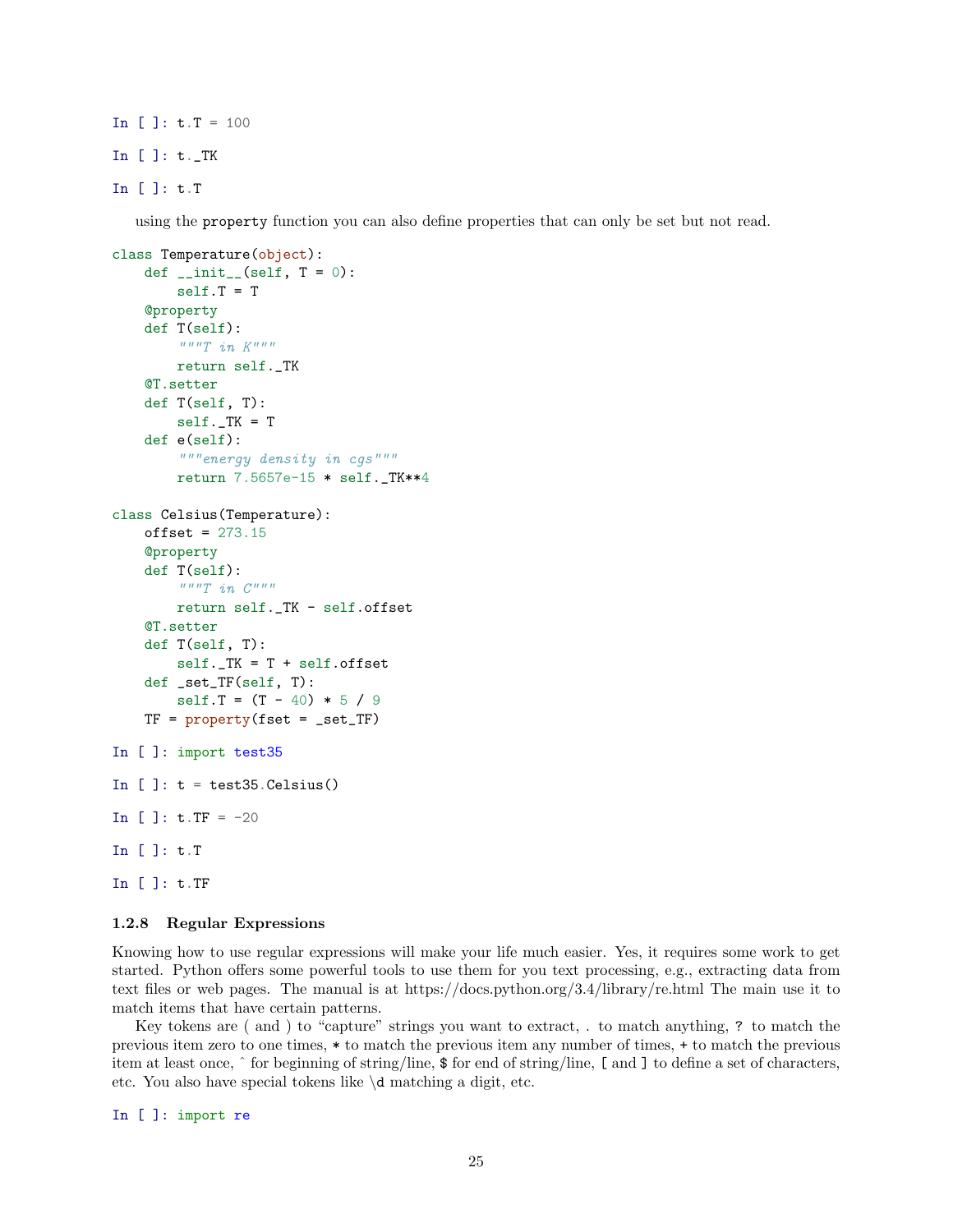```
In [ ]: t.T = 100
```

```
In [ ]: t._TK
```

```
In [ ]: t.T
```

using the `property` function you can also define properties that can only be set but not read.

```python
class Temperature(object):
    def __init__(self, T = 0):
        self.T = T
    @property
    def T(self):
        """T in K"""
        return self._TK
    @T.setter
    def T(self, T):
        self._TK = T
    def e(self):
        """energy density in cgs"""
        return 7.5657e-15 * self._TK**4

class Celsius(Temperature):
    offset = 273.15
    @property
    def T(self):
        """T in C"""
        return self._TK - self.offset
    @T.setter
    def T(self, T):
        self._TK = T + self.offset
    def _set_TF(self, T):
        self.T = (T - 40) * 5 / 9
    TF = property(fset = _set_TF)
```

```
In [ ]: import test35
```

```
In [ ]: t = test35.Celsius()
```

```
In [ ]: t.TF = -20
```

```
In [ ]: t.T
```

```
In [ ]: t.TF
```

### 1.2.8 Regular Expressions

Knowing how to use regular expressions will make your life much easier. Yes, it requires some work to get started. Python offers some powerful tools to use them for you text processing, e.g., extracting data from text files or web pages. The manual is at https://docs.python.org/3.4/library/re.html The main use it to match items that have certain patterns.

Key tokens are `(` and `)` to "capture" strings you want to extract, `.` to match anything, `?` to match the previous item zero to one times, `*` to match the previous item any number of times, `+` to match the previous item at least once, `^` for beginning of string/line, `$` for end of string/line, `[` and `]` to define a set of characters, etc. You also have special tokens like `\d` matching a digit, etc.

```
In [ ]: import re
```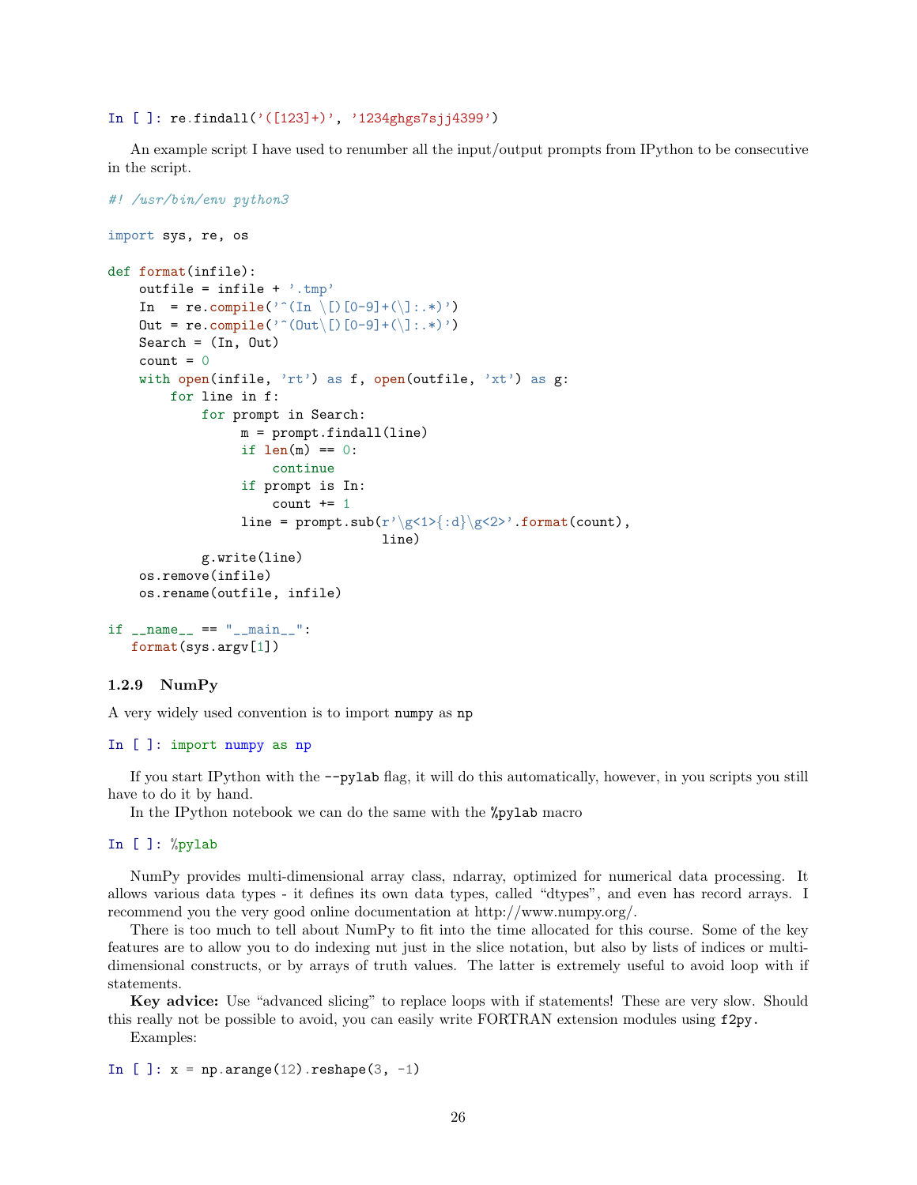```
In [ ]: re.findall('([123]+)', '1234ghgs7sjj4399')
```

An example script I have used to renumber all the input/output prompts from IPython to be consecutive in the script.

```
#! /usr/bin/env python3

import sys, re, os

def format(infile):
    outfile = infile + '.tmp'
    In  = re.compile('^(In \[)[0-9]+(\]:.*)')
    Out = re.compile('^(Out\[)[0-9]+(\]:.*)')
    Search = (In, Out)
    count = 0
    with open(infile, 'rt') as f, open(outfile, 'xt') as g:
        for line in f:
            for prompt in Search:
                 m = prompt.findall(line)
                 if len(m) == 0:
                     continue
                 if prompt is In:
                     count += 1
                 line = prompt.sub(r'\g<1>{:d}\g<2>'.format(count),
                                   line)
            g.write(line)
    os.remove(infile)
    os.rename(outfile, infile)

if __name__ == "__main__":
   format(sys.argv[1])
```

### 1.2.9 NumPy

A very widely used convention is to import `numpy` as `np`

```
In [ ]: import numpy as np
```

If you start IPython with the `--pylab` flag, it will do this automatically, however, in you scripts you still have to do it by hand.

In the IPython notebook we can do the same with the `%pylab` macro

```
In [ ]: %pylab
```

NumPy provides multi-dimensional array class, ndarray, optimized for numerical data processing. It allows various data types - it defines its own data types, called "dtypes", and even has record arrays. I recommend you the very good online documentation at http://www.numpy.org/.

There is too much to tell about NumPy to fit into the time allocated for this course. Some of the key features are to allow you to do indexing nut just in the slice notation, but also by lists of indices or multi-dimensional constructs, or by arrays of truth values. The latter is extremely useful to avoid loop with if statements.

**Key advice:** Use "advanced slicing" to replace loops with if statements! These are very slow. Should this really not be possible to avoid, you can easily write FORTRAN extension modules using `f2py`.

Examples:

```
In [ ]: x = np.arange(12).reshape(3, -1)
```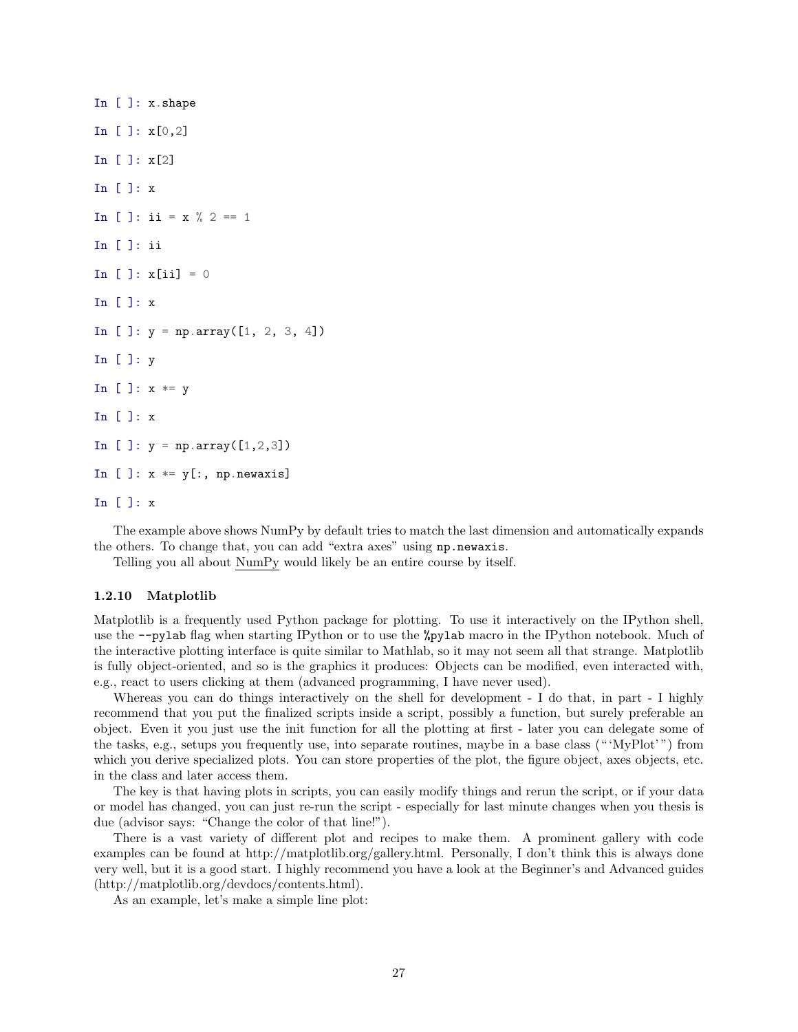```
In [ ]: x.shape

In [ ]: x[0,2]

In [ ]: x[2]

In [ ]: x

In [ ]: ii = x % 2 == 1

In [ ]: ii

In [ ]: x[ii] = 0

In [ ]: x

In [ ]: y = np.array([1, 2, 3, 4])

In [ ]: y

In [ ]: x *= y

In [ ]: x

In [ ]: y = np.array([1,2,3])

In [ ]: x *= y[:, np.newaxis]

In [ ]: x
```

The example above shows NumPy by default tries to match the last dimension and automatically expands the others. To change that, you can add "extra axes" using `np.newaxis`.

Telling you all about NumPy would likely be an entire course by itself.

### 1.2.10 Matplotlib

Matplotlib is a frequently used Python package for plotting. To use it interactively on the IPython shell, use the `--pylab` flag when starting IPython or to use the `%pylab` macro in the IPython notebook. Much of the interactive plotting interface is quite similar to Mathlab, so it may not seem all that strange. Matplotlib is fully object-oriented, and so is the graphics it produces: Objects can be modified, even interacted with, e.g., react to users clicking at them (advanced programming, I have never used).

Whereas you can do things interactively on the shell for development - I do that, in part - I highly recommend that you put the finalized scripts inside a script, possibly a function, but surely preferable an object. Even it you just use the init function for all the plotting at first - later you can delegate some of the tasks, e.g., setups you frequently use, into separate routines, maybe in a base class ("'MyPlot'") from which you derive specialized plots. You can store properties of the plot, the figure object, axes objects, etc. in the class and later access them.

The key is that having plots in scripts, you can easily modify things and rerun the script, or if your data or model has changed, you can just re-run the script - especially for last minute changes when you thesis is due (advisor says: "Change the color of that line!").

There is a vast variety of different plot and recipes to make them. A prominent gallery with code examples can be found at http://matplotlib.org/gallery.html. Personally, I don't think this is always done very well, but it is a good start. I highly recommend you have a look at the Beginner's and Advanced guides (http://matplotlib.org/devdocs/contents.html).

As an example, let's make a simple line plot: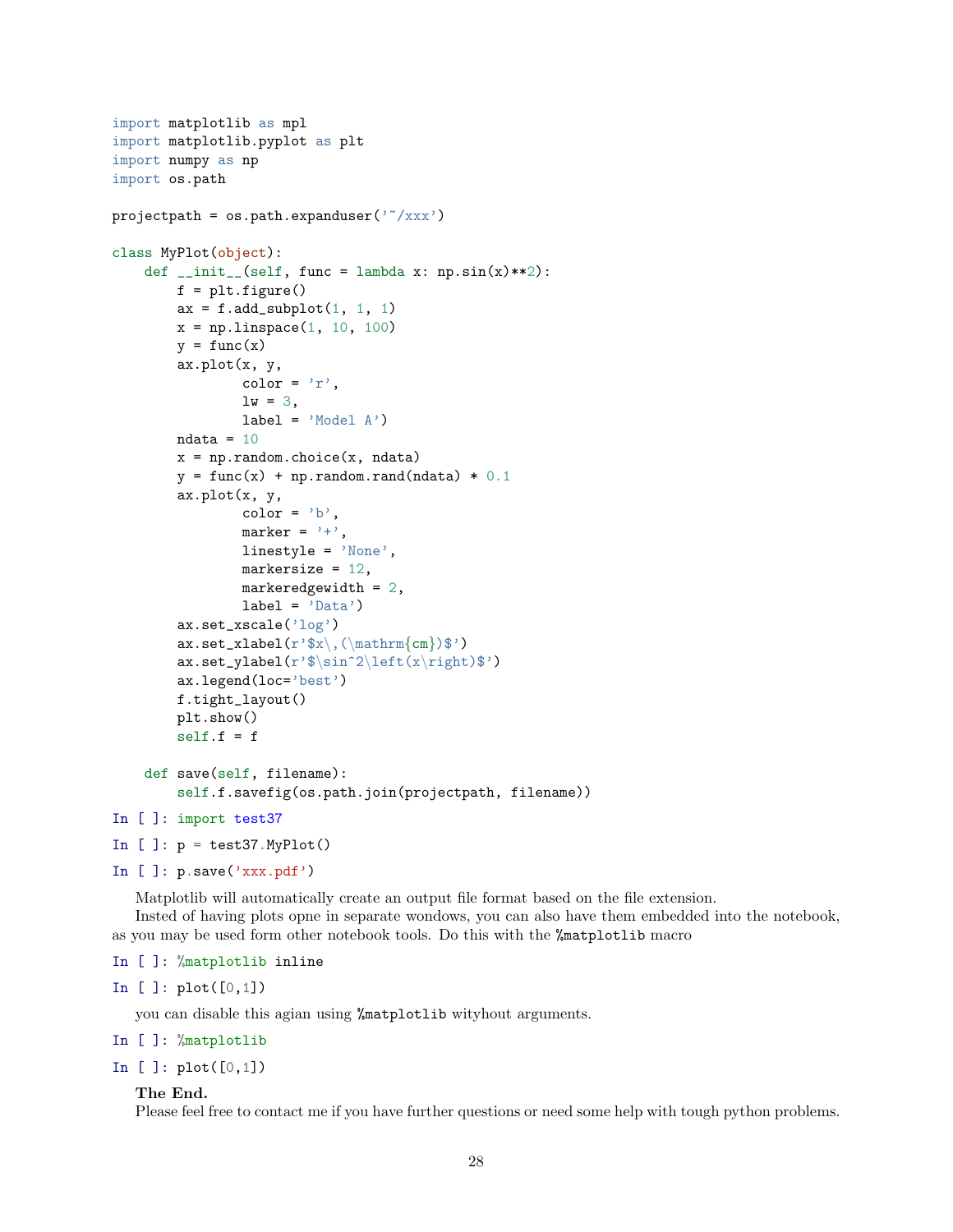```python
import matplotlib as mpl
import matplotlib.pyplot as plt
import numpy as np
import os.path

projectpath = os.path.expanduser('~/xxx')

class MyPlot(object):
    def __init__(self, func = lambda x: np.sin(x)**2):
        f = plt.figure()
        ax = f.add_subplot(1, 1, 1)
        x = np.linspace(1, 10, 100)
        y = func(x)
        ax.plot(x, y,
                color = 'r',
                lw = 3,
                label = 'Model A')
        ndata = 10
        x = np.random.choice(x, ndata)
        y = func(x) + np.random.rand(ndata) * 0.1
        ax.plot(x, y,
                color = 'b',
                marker = '+',
                linestyle = 'None',
                markersize = 12,
                markeredgewidth = 2,
                label = 'Data')
        ax.set_xscale('log')
        ax.set_xlabel(r'$x\,(\mathrm{cm})$')
        ax.set_ylabel(r'$\sin^2\left(x\right)$')
        ax.legend(loc='best')
        f.tight_layout()
        plt.show()
        self.f = f

    def save(self, filename):
        self.f.savefig(os.path.join(projectpath, filename))
```

```
In [ ]: import test37
```

```
In [ ]: p = test37.MyPlot()
```

```
In [ ]: p.save('xxx.pdf')
```

Matplotlib will automatically create an output file format based on the file extension.

Insted of having plots opne in separate wondows, you can also have them embedded into the notebook, as you may be used form other notebook tools. Do this with the `%matplotlib` macro

```
In [ ]: %matplotlib inline
```

```
In [ ]: plot([0,1])
```

you can disable this agian using `%matplotlib` wityhout arguments.

```
In [ ]: %matplotlib
```

```
In [ ]: plot([0,1])
```

**The End.**

Please feel free to contact me if you have further questions or need some help with tough python problems.